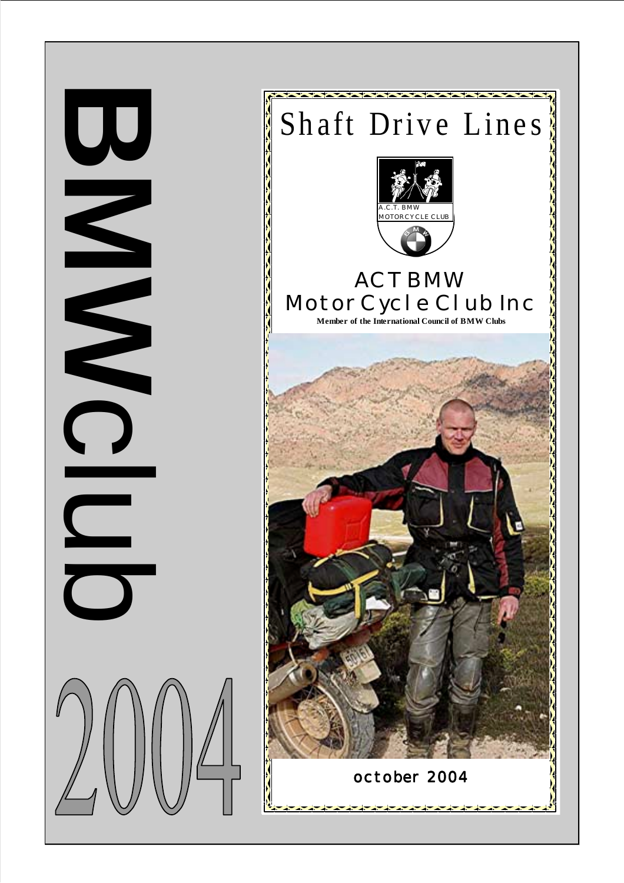# BMW Club 2004

# Shaft Drive Lines

A.C.T. BMW MOTORCYCLE CLUB

## ACT BMW Motor Cycle Club Inc

**Member of the International Council of BMW Clubs**

october 2004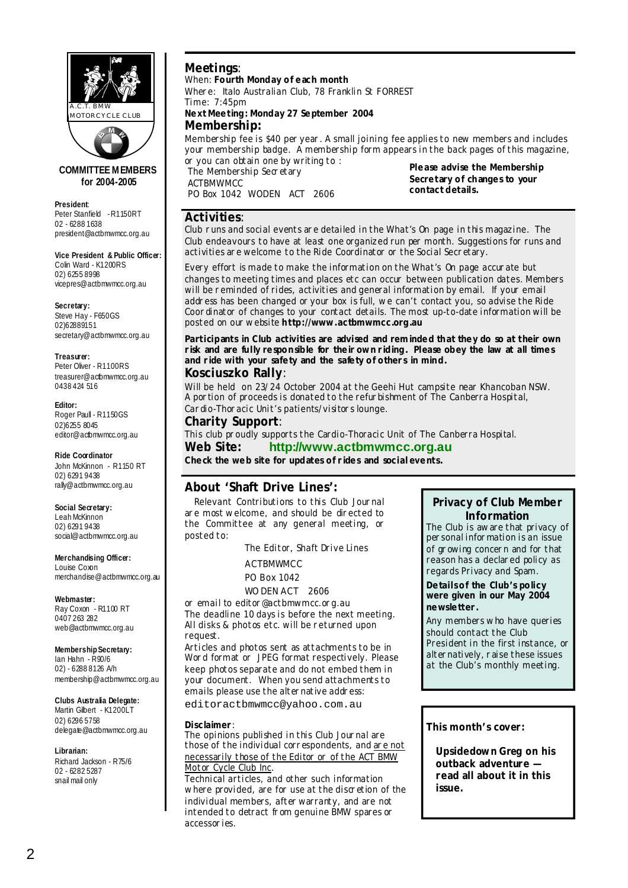A.C.T. BMW MOTORCYCLE CLUB

**COMMITTEE MEMBERS for 2004-2005**

**President**:
Peter Stanfield - R1150RT
02 - 6288 1638
president@actbmwmcc.org.au

**Vice President & Public Officer:**
Colin Ward - K1200RS
02) 6255 8998
vicepres@actbmwmcc.org.au

**Secretary:**
Steve Hay - F650GS
02)62889151
secretary@actbmwmcc.org.au

**Treasurer:**
Peter Oliver - R1100RS
treasurer@actbmwmcc.org.au
0438 424 516

**Editor:**
Roger Paull - R1150GS
02)6255 8045
editor@actbmwmcc.org.au

**Ride Coordinator**
John McKinnon - R1150 RT
02) 6291 9438
rally@actbmwmcc.org.au

**Social Secretary:**
Leah McKinnon
02) 6291 9438
social@actbmwmcc.org.au

**Merchandising Officer:**
Louise Coxon
merchandise@actbmwmcc.org.au

**Webmaster:**
Ray Coxon - R1100 RT
0407 263 282
web@actbmwmcc.org.au

**Membership Secretary:**
Ian Hahn - R90/6
02) - 6288 8126 A/h
membership@actbmwmcc.org.au

**Clubs Australia Delegate:**
Martin Gilbert - K1200LT
02) 6296 5758
delegate@actbmwmcc.org.au

**Librarian:**
Richard Jackson - R75/6
02 - 6282 5287
snail mail only

## Meetings:

When: **Fourth Monday of each month**
Where: Italo Australian Club, 78 Franklin St FORREST
Time: 7:45pm
**Next Meeting: Monday 27 September 2004**

## Membership:

Membership fee is $40 per year. A small joining fee applies to new members and includes your membership badge. A membership form appears in the back pages of this magazine, or you can obtain one by writing to :

The Membership Secretary
ACTBMWMCC
PO Box 1042 WODEN ACT 2606

**Please advise the Membership Secretary of changes to your contact details.**

## Activities:

Club runs and social events are detailed in the What's On page in this magazine. The Club endeavours to have at least one organized run per month. Suggestions for runs and activities are welcome to the Ride Coordinator or the Social Secretary.

Every effort is made to make the information on the What's On page accurate but changes to meeting times and places etc can occur between publication dates. Members will be reminded of rides, activities and general information by email. If your email address has been changed or your box is full, we can't contact you, so advise the Ride Coordinator of changes to your contact details. The most up-to-date information will be posted on our website **http://www.actbmwmcc.org.au**

**Participants in Club activities are advised and reminded that they do so at their own risk and are fully responsible for their own riding. Please obey the law at all times and ride with your safety and the safety of others in mind.**

## Kosciuszko Rally:

Will be held on 23/24 October 2004 at the Geehi Hut campsite near Khancoban NSW. A portion of proceeds is donated to the refurbishment of The Canberra Hospital, Cardio-Thoracic Unit's patients/visitors lounge.

## Charity Support:

This club proudly supports the Cardio-Thoracic Unit of The Canberra Hospital.

## Web Site: http://www.actbmwmcc.org.au

**Check the web site for updates of rides and social events.**

## About 'Shaft Drive Lines':

Relevant Contributions to this Club Journal are most welcome, and should be directed to the Committee at any general meeting, or posted to:

The Editor, Shaft Drive Lines
ACTBMWMCC
PO Box 1042
WODEN ACT 2606

or email to editor@actbmwmcc.org.au
The deadline 10 days is before the next meeting. All disks & photos etc. will be returned upon request.
Articles and photos sent as attachments to be in Word format or JPEG format respectively. Please keep photos separate and do not embed them in your document. When you send attachments to emails please use the alternative address:
editoractbmwmcc@yahoo.com.au

**Disclaimer**:
The opinions published in this Club Journal are those of the individual correspondents, and are not necessarily those of the Editor or of the ACT BMW Motor Cycle Club Inc.
Technical articles, and other such information where provided, are for use at the discretion of the individual members, after warranty, and are not intended to detract from genuine BMW spares or accessories.

## Privacy of Club Member Information

The Club is aware that privacy of personal information is an issue of growing concern and for that reason has a declared policy as regards Privacy and Spam.

**Details of the Club's policy were given in our May 2004 newsletter.**

Any members who have queries should contact the Club President in the first instance, or alternatively, raise these issues at the Club's monthly meeting.

**This month's cover:**

**Upsidedown Greg on his outback adventure — read all about it in this issue.**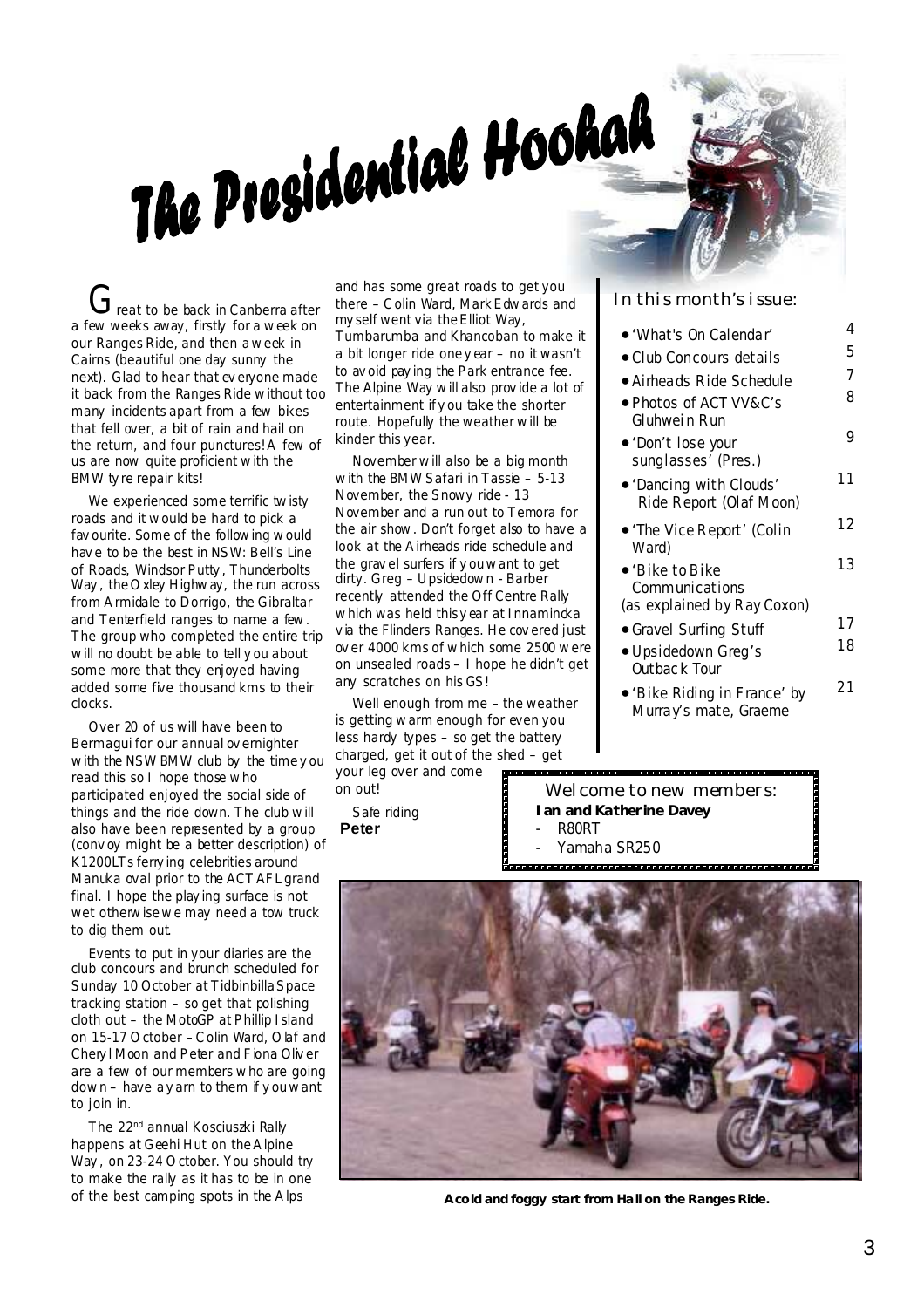# The Presidential Hoohah

Great to be back in Canberra after a few weeks away, firstly for a week on our Ranges Ride, and then a week in Cairns (beautiful one day sunny the next). Glad to hear that everyone made it back from the Ranges Ride without too many incidents apart from a few bikes that fell over, a bit of rain and hail on the return, and four punctures! A few of us are now quite proficient with the BMW tyre repair kits!

We experienced some terrific twisty roads and it would be hard to pick a favourite. Some of the following would have to be the best in NSW: Bell's Line of Roads, Windsor Putty, Thunderbolts Way, the Oxley Highway, the run across from Armidale to Dorrigo, the Gibraltar and Tenterfield ranges to name a few. The group who completed the entire trip will no doubt be able to tell you about some more that they enjoyed having added some five thousand kms to their clocks.

Over 20 of us will have been to Bermagui for our annual overnighter with the NSW BMW club by the time you read this so I hope those who participated enjoyed the social side of things and the ride down. The club will also have been represented by a group (convoy might be a better description) of K1200LTs ferrying celebrities around Manuka oval prior to the ACT AFL grand final. I hope the playing surface is not wet otherwise we may need a tow truck to dig them out.

Events to put in your diaries are the club concours and brunch scheduled for Sunday 10 October at Tidbinbilla Space tracking station – so get that polishing cloth out – the MotoGP at Phillip Island on 15-17 October – Colin Ward, Olaf and Cheryl Moon and Peter and Fiona Oliver are a few of our members who are going down – have a yarn to them if you want to join in.

The 22nd annual Kosciuszki Rally happens at Geehi Hut on the Alpine Way, on 23-24 October. You should try to make the rally as it has to be in one of the best camping spots in the Alps and has some great roads to get you there – Colin Ward, Mark Edwards and myself went via the Elliot Way, Tumbarumba and Khancoban to make it a bit longer ride one year – no it wasn't to avoid paying the Park entrance fee. The Alpine Way will also provide a lot of entertainment if you take the shorter route. Hopefully the weather will be kinder this year.

November will also be a big month with the BMW Safari in Tassie – 5-13 November, the Snowy ride - 13 November and a run out to Temora for the air show. Don't forget also to have a look at the Airheads ride schedule and the gravel surfers if you want to get dirty. Greg – Upsidedown - Barber recently attended the Off Centre Rally which was held this year at Innamincka via the Flinders Ranges. He covered just over 4000 kms of which some 2500 were on unsealed roads – I hope he didn't get any scratches on his GS!

Well enough from me – the weather is getting warm enough for even you less hardy types – so get the battery charged, get it out of the shed – get your leg over and come on out!

Safe riding
**Peter**

## In this month's issue:

| | |
|---|---|
| • 'What's On Calendar' | 4 |
| • Club Concours details | 5 |
| • Airheads Ride Schedule | 7 |
| • Photos of ACT VV&C's Gluhwein Run | 8 |
| • 'Don't lose your sunglasses' (Pres.) | 9 |
| • 'Dancing with Clouds' Ride Report (Olaf Moon) | 11 |
| • 'The Vice Report' (Colin Ward) | 12 |
| • 'Bike to Bike Communications (as explained by Ray Coxon) | 13 |
| • Gravel Surfing Stuff | 17 |
| • Upsidedown Greg's Outback Tour | 18 |
| • 'Bike Riding in France' by Murray's mate, Graeme | 21 |

### Welcome to new members:

**Ian and Katherine Davey**
- R80RT
- Yamaha SR250

**A cold and foggy start from Hall on the Ranges Ride.**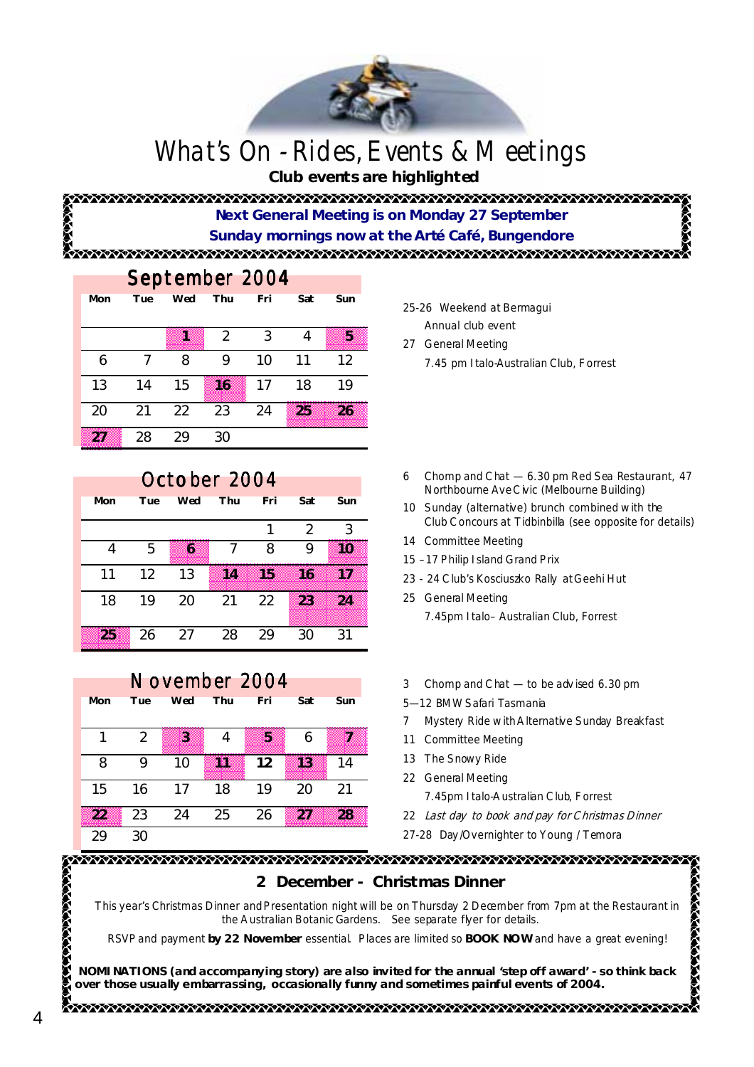# What's On - Rides, Events & Meetings

**Club events are highlighted**

**Next General Meeting is on Monday 27 September**
**Sunday mornings now at the Arté Café, Bungendore**

## September 2004

| Mon | Tue | Wed | Thu | Fri | Sat | Sun |
|---|---|---|---|---|---|---|
| | | **1** | 2 | 3 | 4 | **5** |
| 6 | 7 | 8 | 9 | 10 | 11 | 12 |
| 13 | 14 | 15 | **16** | 17 | 18 | 19 |
| 20 | 21 | 22 | 23 | 24 | **25** | **26** |
| **27** | 28 | 29 | 30 | | | |

25-26 Weekend at Bermagui
Annual club event

27 General Meeting
7.45 pm Italo-Australian Club, Forrest

## October 2004

| Mon | Tue | Wed | Thu | Fri | Sat | Sun |
|---|---|---|---|---|---|---|
| | | | | 1 | 2 | 3 |
| 4 | 5 | **6** | 7 | 8 | 9 | **10** |
| 11 | 12 | 13 | **14** | **15** | **16** | **17** |
| 18 | 19 | 20 | 21 | 22 | **23** | **24** |
| **25** | 26 | 27 | 28 | 29 | 30 | 31 |

6 Chomp and Chat — 6.30 pm Red Sea Restaurant, 47 Northbourne Ave Civic (Melbourne Building)

10 Sunday (alternative) brunch combined with the Club Concours at Tidbinbilla (see opposite for details)

14 Committee Meeting

15 – 17 Philip Island Grand Prix

23 - 24 Club's Kosciuszko Rally at Geehi Hut

25 General Meeting
7.45pm Italo– Australian Club, Forrest

## November 2004

| Mon | Tue | Wed | Thu | Fri | Sat | Sun |
|---|---|---|---|---|---|---|
| 1 | 2 | **3** | 4 | **5** | 6 | **7** |
| 8 | 9 | 10 | **11** | **12** | **13** | 14 |
| 15 | 16 | 17 | 18 | 19 | 20 | 21 |
| **22** | 23 | 24 | 25 | 26 | **27** | **28** |
| 29 | 30 | | | | | |

3 Chomp and Chat — to be advised 6.30 pm

5—12 BMW Safari Tasmania

7 Mystery Ride with Alternative Sunday Breakfast

11 Committee Meeting

13 The Snowy Ride

22 General Meeting
7.45pm Italo-Australian Club, Forrest

22 *Last day to book and pay for Christmas Dinner*

27-28 Day/Overnighter to Young / Temora

## 2 December - Christmas Dinner

This year's Christmas Dinner and Presentation night will be on Thursday 2 December from 7pm at the Restaurant in the Australian Botanic Gardens. See separate flyer for details.

RSVP and payment **by 22 November** essential. Places are limited so **BOOK NOW** and have a great evening!

**NOMINATIONS (and accompanying story) are also invited for the annual 'step off award' - so think back over those usually embarrassing, occasionally funny and sometimes painful events of 2004.**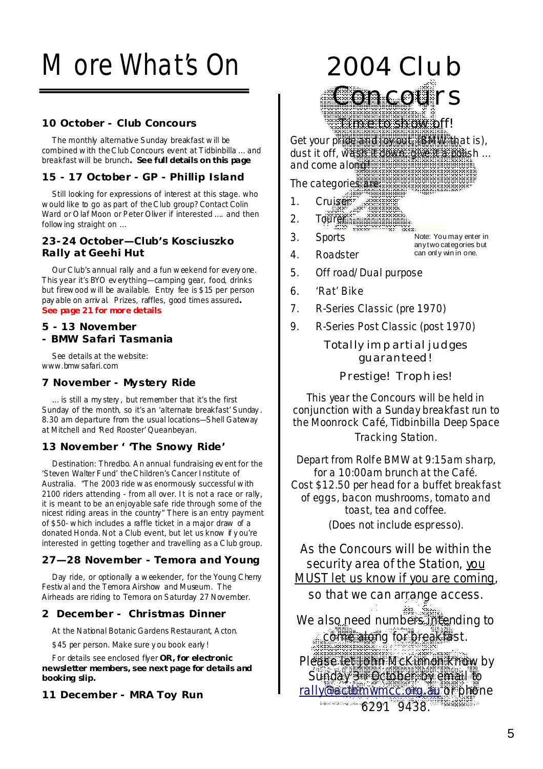# More What's On

### 10 October - Club Concours

The monthly alternative Sunday breakfast will be combined with the Club Concours event at Tidbinbilla … and breakfast will be brunch**. See full details on this page**

### 15 - 17 October - GP - Phillip Island

Still looking for expressions of interest at this stage. who would like to go as part of the Club group? Contact Colin Ward or Olaf Moon or Peter Oliver if interested …. and then following straight on …

### 23-24 October—Club's Kosciuszko Rally at Geehi Hut

Our Club's annual rally and a fun weekend for everyone. This year it's BYO everything—camping gear, food, drinks but firewood will be available. Entry fee is $15 per person payable on arrival. Prizes, raffles, good times assured**.**
**See page 21 for more details**

### 5 - 13 November - BMW Safari Tasmania

See details at the website: www.bmwsafari.com

### 7 November - Mystery Ride

… is still a mystery, but remember that it's the first Sunday of the month, so it's an 'alternate breakfast' Sunday. 8.30 am departure from the usual locations—Shell Gateway at Mitchell and 'Red Rooster' Queanbeyan.

### 13 November ' 'The Snowy Ride'

Destination: Thredbo. An annual fundraising event for the 'Steven Walter Fund' the Children's Cancer Institute of Australia. "The 2003 ride was enormously successful with 2100 riders attending - from all over. It is not a race or rally, it is meant to be an enjoyable safe ride through some of the nicest riding areas in the country" There is an entry payment of $50- which includes a raffle ticket in a major draw of a donated Honda. Not a Club event, but let us know if you're interested in getting together and travelling as a Club group.

### 27—28 November - Temora and Young

Day ride, or optionally a weekender, for the Young Cherry Festival and the Temora Airshow and Museum. The Airheads are riding to Temora on Saturday 27 November.

### 2 December - Christmas Dinner

At the National Botanic Gardens Restaurant, Acton.

$45 per person. Make sure you book early!

For details see enclosed flyer **OR, for electronic newsletter members, see next page for details and booking slip.**

### 11 December - MRA Toy Run

# 2004 Club Concours

## Time to show off!

Get your pride and joy out, (BMW that is), dust it off, wash it down, give it a polish … and come along!

The categories are:

1. Cruiser
2. Tourer
3. Sports
4. Roadster
5. Off road/Dual purpose
6. 'Rat' Bike
7. R-Series Classic (pre 1970)
9. R-Series Post Classic (post 1970)

Note: You may enter in any two categories but can only win in one.

Totally impartial judges guaranteed!

Prestige! Trophies!

This year the Concours will be held in conjunction with a Sunday breakfast run to the Moonrock Café, Tidbinbilla Deep Space Tracking Station.

Depart from Rolfe BMW at 9:15am sharp, for a 10:00am brunch at the Café. Cost $12.50 per head for a buffet breakfast of eggs, bacon mushrooms, tomato and toast, tea and coffee.
(Does not include espresso).

As the Concours will be within the security area of the Station, you MUST let us know if you are coming, so that we can arrange access.

We also need numbers intending to come along for breakfast.

Please let John McKinnon know by Sunday 3 October, by email to rally@actbmwmcc.org.au or phone 6291 9438.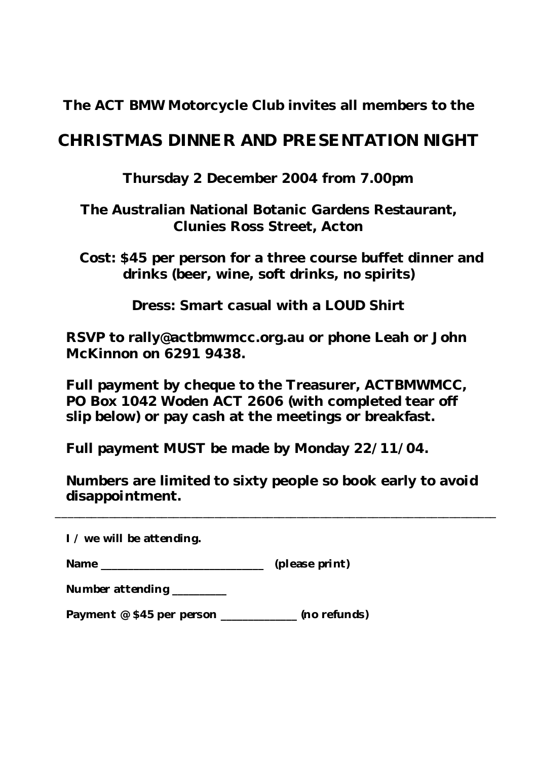**The ACT BMW Motorcycle Club invites all members to the**

# CHRISTMAS DINNER AND PRESENTATION NIGHT

**Thursday 2 December 2004 from 7.00pm**

**The Australian National Botanic Gardens Restaurant, Clunies Ross Street, Acton**

**Cost: $45 per person for a three course buffet dinner and drinks (beer, wine, soft drinks, no spirits)**

**Dress: Smart casual with a LOUD Shirt**

**RSVP to rally@actbmwmcc.org.au or phone Leah or John McKinnon on 6291 9438.**

**Full payment by cheque to the Treasurer, ACTBMWMCC, PO Box 1042 Woden ACT 2606 (with completed tear off slip below) or pay cash at the meetings or breakfast.**

**Full payment MUST be made by Monday 22/11/04.**

**Numbers are limited to sixty people so book early to avoid disappointment.**

---

**I / we will be attending.**

**Name ____________________________ (please print)**

**Number attending _________**

**Payment @ $45 per person _____________ (no refunds)**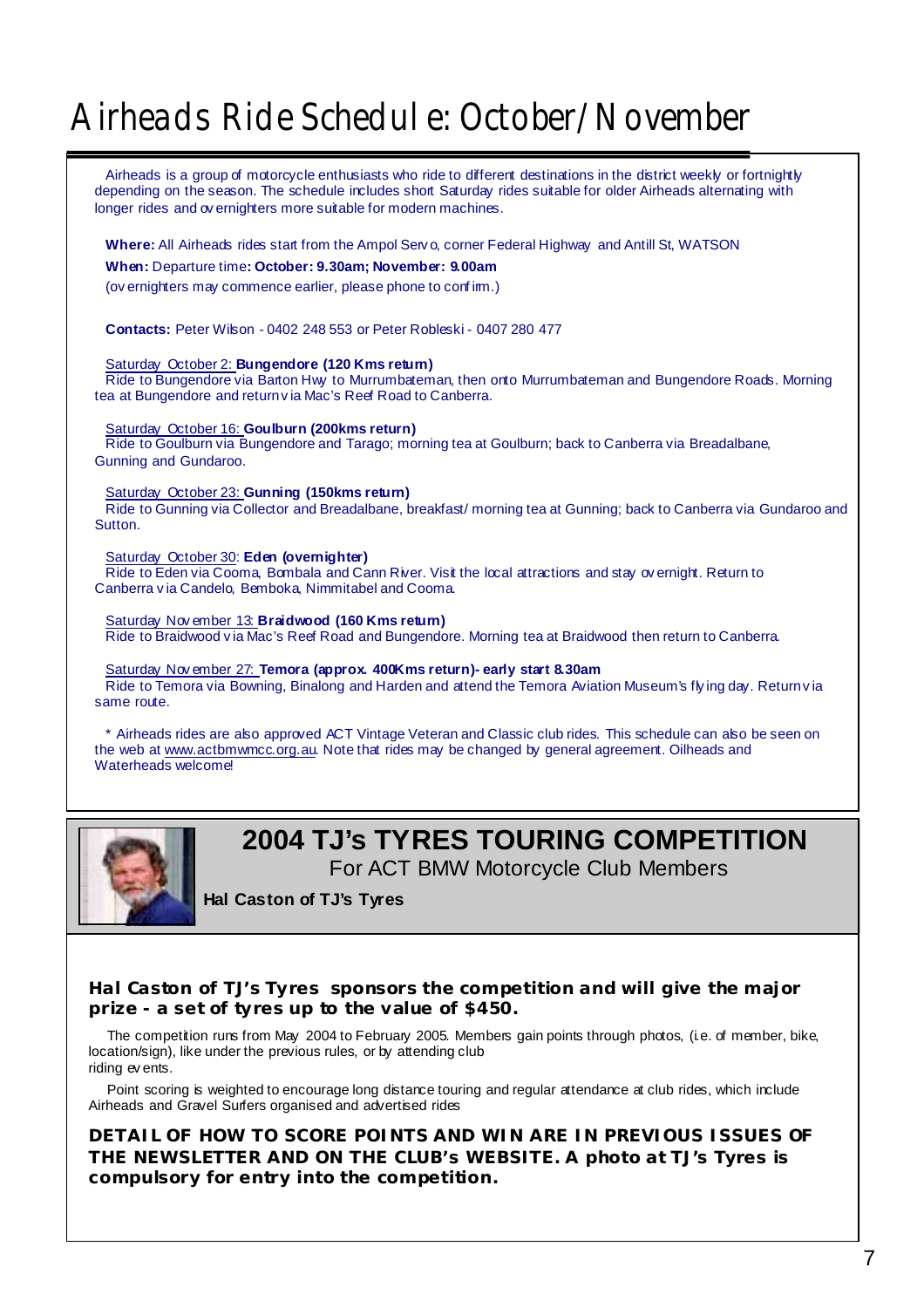# Airheads Ride Schedule: October/November

Airheads is a group of motorcycle enthusiasts who ride to different destinations in the district weekly or fortnightly depending on the season. The schedule includes short Saturday rides suitable for older Airheads alternating with longer rides and overnighters more suitable for modern machines.

**Where:** All Airheads rides start from the Ampol Servo, corner Federal Highway and Antill St, WATSON

**When:** Departure time**: October: 9.30am; November: 9.00am**

(overnighters may commence earlier, please phone to confirm.)

**Contacts:** Peter Wilson - 0402 248 553 or Peter Robleski - 0407 280 477

Saturday October 2: **Bungendore (120 Kms return)**
Ride to Bungendore via Barton Hwy to Murrumbateman, then onto Murrumbateman and Bungendore Roads. Morning tea at Bungendore and return via Mac's Reef Road to Canberra.

Saturday October 16: **Goulburn (200kms return)**
Ride to Goulburn via Bungendore and Tarago; morning tea at Goulburn; back to Canberra via Breadalbane, Gunning and Gundaroo.

Saturday October 23: **Gunning (150kms return)**
Ride to Gunning via Collector and Breadalbane, breakfast/ morning tea at Gunning; back to Canberra via Gundaroo and Sutton.

Saturday October 30: **Eden (overnighter)**
Ride to Eden via Cooma, Bombala and Cann River. Visit the local attractions and stay overnight. Return to Canberra via Candelo, Bemboka, Nimmitabel and Cooma.

Saturday November 13: **Braidwood (160 Kms return)**
Ride to Braidwood via Mac's Reef Road and Bungendore. Morning tea at Braidwood then return to Canberra.

Saturday November 27: **Temora (approx. 400Kms return)- early start 8.30am**
Ride to Temora via Bowning, Binalong and Harden and attend the Temora Aviation Museum's flying day. Return via same route.

* Airheads rides are also approved ACT Vintage Veteran and Classic club rides. This schedule can also be seen on the web at www.actbmwmcc.org.au. Note that rides may be changed by general agreement. Oilheads and Waterheads welcome!

## 2004 TJ's TYRES TOURING COMPETITION

For ACT BMW Motorcycle Club Members

**Hal Caston of TJ's Tyres**

**Hal Caston of TJ's Tyres sponsors the competition and will give the major prize - a set of tyres up to the value of $450.**

The competition runs from May 2004 to February 2005. Members gain points through photos, (i.e. of member, bike, location/sign), like under the previous rules, or by attending club riding events.

Point scoring is weighted to encourage long distance touring and regular attendance at club rides, which include Airheads and Gravel Surfers organised and advertised rides

**DETAIL OF HOW TO SCORE POINTS AND WIN ARE IN PREVIOUS ISSUES OF THE NEWSLETTER AND ON THE CLUB's WEBSITE. A photo at TJ's Tyres is compulsory for entry into the competition.**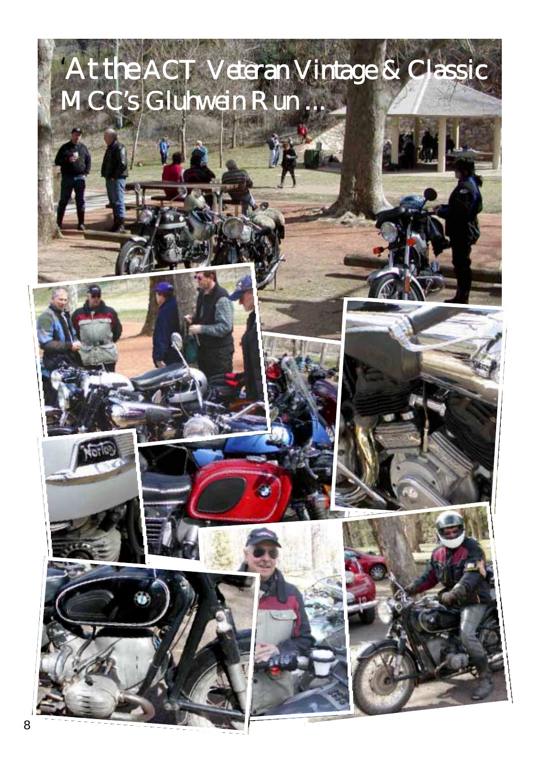'At the ACT Veteran Vintage & Classic MCC's Gluhwein Run ...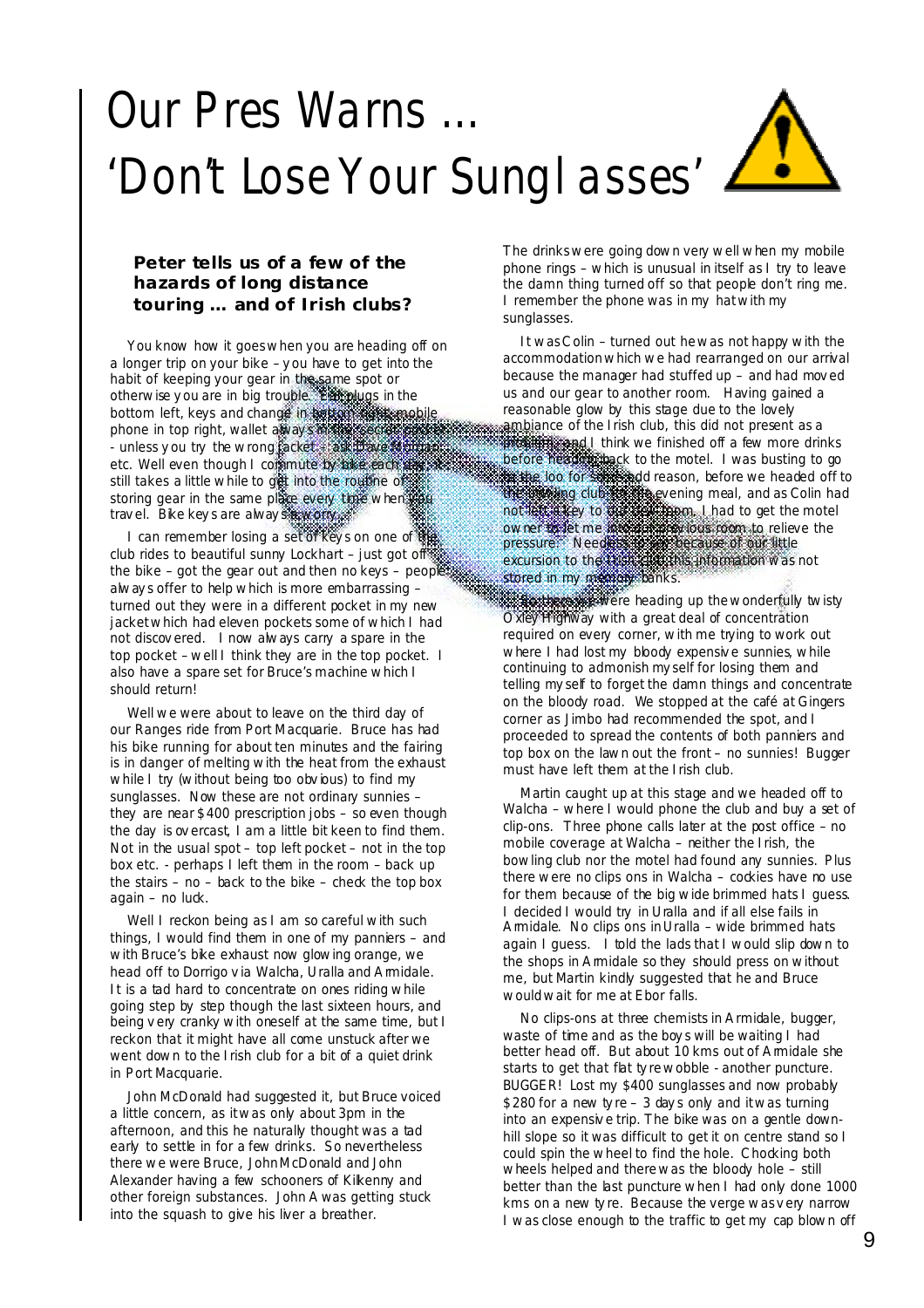# Our Pres Warns … 'Don't Lose Your Sunglasses'

**Peter tells us of a few of the hazards of long distance touring … and of Irish clubs?**

You know how it goes when you are heading off on a longer trip on your bike – you have to get into the habit of keeping your gear in the same spot or otherwise you are in big trouble. Ear plugs in the bottom left, keys and change in bottom right, mobile phone in top right, wallet always in the secret pocket - unless you try the wrong jacket – ask Dave Hoffman, etc. Well even though I commute by bike each day it still takes a little while to get into the routine of storing gear in the same place every time when you travel. Bike keys are always a worry.

I can remember losing a set of keys on one of the club rides to beautiful sunny Lockhart – just got off the bike – got the gear out and then no keys – people always offer to help which is more embarrassing – turned out they were in a different pocket in my new jacket which had eleven pockets some of which I had not discovered. I now always carry a spare in the top pocket – well I think they are in the top pocket. I also have a spare set for Bruce's machine which I should return!

Well we were about to leave on the third day of our Ranges ride from Port Macquarie. Bruce has had his bike running for about ten minutes and the fairing is in danger of melting with the heat from the exhaust while I try (without being too obvious) to find my sunglasses. Now these are not ordinary sunnies – they are near $400 prescription jobs – so even though the day is overcast, I am a little bit keen to find them. Not in the usual spot – top left pocket – not in the top box etc. - perhaps I left them in the room – back up the stairs – no – back to the bike – check the top box again – no luck.

Well I reckon being as I am so careful with such things, I would find them in one of my panniers – and with Bruce's bike exhaust now glowing orange, we head off to Dorrigo via Walcha, Uralla and Armidale. It is a tad hard to concentrate on ones riding while going step by step though the last sixteen hours, and being very cranky with oneself at the same time, but I reckon that it might have all come unstuck after we went down to the Irish club for a bit of a quiet drink in Port Macquarie.

John McDonald had suggested it, but Bruce voiced a little concern, as it was only about 3pm in the afternoon, and this he naturally thought was a tad early to settle in for a few drinks. So nevertheless there we were Bruce, John McDonald and John Alexander having a few schooners of Kilkenny and other foreign substances. John A was getting stuck into the squash to give his liver a breather.

The drinks were going down very well when my mobile phone rings – which is unusual in itself as I try to leave the damn thing turned off so that people don't ring me. I remember the phone was in my hat with my sunglasses.

It was Colin – turned out he was not happy with the accommodation which we had rearranged on our arrival because the manager had stuffed up – and had moved us and our gear to another room. Having gained a reasonable glow by this stage due to the lovely ambiance of the Irish club, this did not present as a problem, and I think we finished off a few more drinks before heading back to the motel. I was busting to go to the loo for some odd reason, before we headed off to the bowling club for the evening meal, and as Colin had not left a key to our new room, I had to get the motel owner to let me into our previous room to relieve the pressure. Needless to say because of our little excursion to the Irish club this information was not stored in my memory banks.

So there we were heading up the wonderfully twisty Oxley Highway with a great deal of concentration required on every corner, with me trying to work out where I had lost my bloody expensive sunnies, while continuing to admonish myself for losing them and telling myself to forget the damn things and concentrate on the bloody road. We stopped at the café at Gingers corner as Jimbo had recommended the spot, and I proceeded to spread the contents of both panniers and top box on the lawn out the front – no sunnies! Bugger must have left them at the Irish club.

Martin caught up at this stage and we headed off to Walcha – where I would phone the club and buy a set of clip-ons. Three phone calls later at the post office – no mobile coverage at Walcha – neither the Irish, the bowling club nor the motel had found any sunnies. Plus there were no clips ons in Walcha – cockies have no use for them because of the big wide brimmed hats I guess. I decided I would try in Uralla and if all else fails in Armidale. No clips ons in Uralla – wide brimmed hats again I guess. I told the lads that I would slip down to the shops in Armidale so they should press on without me, but Martin kindly suggested that he and Bruce would wait for me at Ebor falls.

No clips-ons at three chemists in Armidale, bugger, waste of time and as the boys will be waiting I had better head off. But about 10 kms out of Armidale she starts to get that flat tyre wobble - another puncture. BUGGER! Lost my $400 sunglasses and now probably $280 for a new tyre – 3 days only and it was turning into an expensive trip. The bike was on a gentle down-hill slope so it was difficult to get it on centre stand so I could spin the wheel to find the hole. Chocking both wheels helped and there was the bloody hole – still better than the last puncture when I had only done 1000 kms on a new tyre. Because the verge was very narrow I was close enough to the traffic to get my cap blown off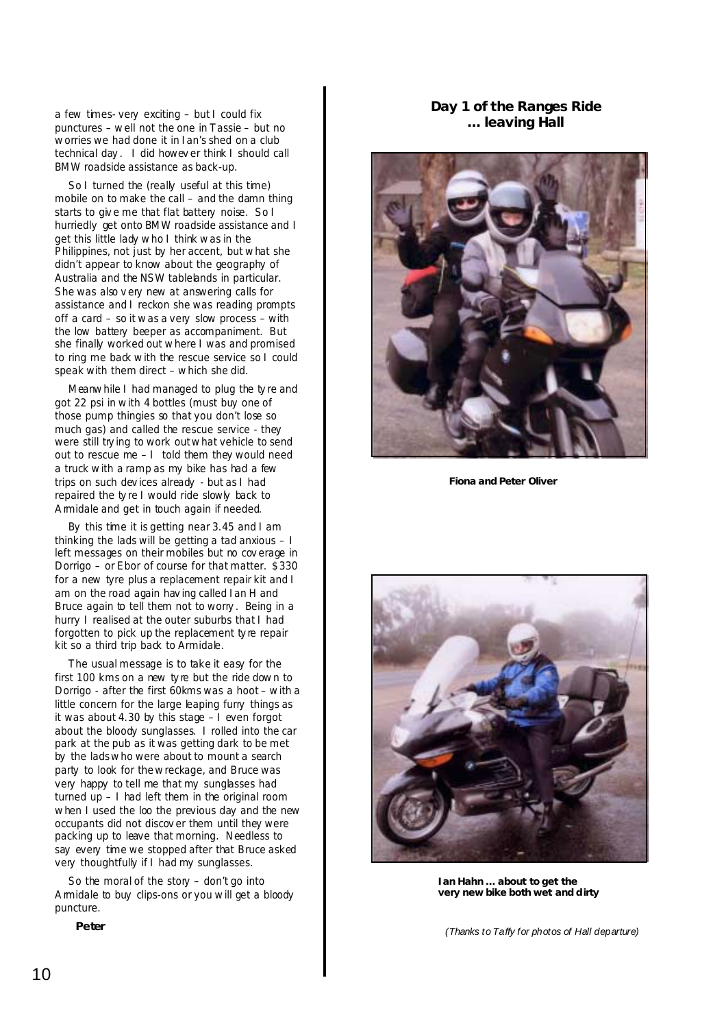a few times- very exciting – but I could fix punctures – well not the one in Tassie – but no worries we had done it in Ian's shed on a club technical day. I did however think I should call BMW roadside assistance as back-up.

So I turned the (really useful at this time) mobile on to make the call – and the damn thing starts to give me that flat battery noise. So I hurriedly get onto BMW roadside assistance and I get this little lady who I think was in the Philippines, not just by her accent, but what she didn't appear to know about the geography of Australia and the NSW tablelands in particular. She was also very new at answering calls for assistance and I reckon she was reading prompts off a card – so it was a very slow process – with the low battery beeper as accompaniment. But she finally worked out where I was and promised to ring me back with the rescue service so I could speak with them direct – which she did.

Meanwhile I had managed to plug the tyre and got 22 psi in with 4 bottles (must buy one of those pump thingies so that you don't lose so much gas) and called the rescue service - they were still trying to work out what vehicle to send out to rescue me – I told them they would need a truck with a ramp as my bike has had a few trips on such devices already - but as I had repaired the tyre I would ride slowly back to Armidale and get in touch again if needed.

By this time it is getting near 3.45 and I am thinking the lads will be getting a tad anxious – I left messages on their mobiles but no coverage in Dorrigo – or Ebor of course for that matter. $330 for a new tyre plus a replacement repair kit and I am on the road again having called Ian H and Bruce again to tell them not to worry. Being in a hurry I realised at the outer suburbs that I had forgotten to pick up the replacement tyre repair kit so a third trip back to Armidale.

The usual message is to take it easy for the first 100 kms on a new tyre but the ride down to Dorrigo - after the first 60kms was a hoot – with a little concern for the large leaping furry things as it was about 4.30 by this stage – I even forgot about the bloody sunglasses. I rolled into the car park at the pub as it was getting dark to be met by the lads who were about to mount a search party to look for the wreckage, and Bruce was very happy to tell me that my sunglasses had turned up – I had left them in the original room when I used the loo the previous day and the new occupants did not discover them until they were packing up to leave that morning. Needless to say every time we stopped after that Bruce asked very thoughtfully if I had my sunglasses.

So the moral of the story – don't go into Armidale to buy clips-ons or you will get a bloody puncture.

**Peter**

### Day 1 of the Ranges Ride … leaving Hall

**Fiona and Peter Oliver**

**Ian Hahn … about to get the very new bike both wet and dirty**

*(Thanks to Taffy for photos of Hall departure)*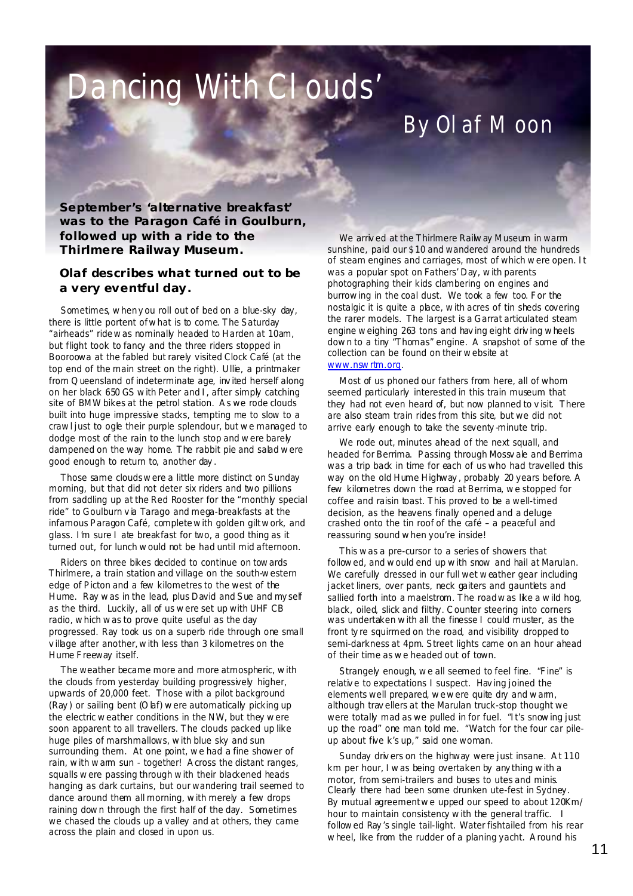# Dancing With Clouds'

## By Olaf Moon

**September's 'alternative breakfast' was to the Paragon Café in Goulburn, followed up with a ride to the Thirlmere Railway Museum.**

**Olaf describes what turned out to be a very eventful day.**

Sometimes, when you roll out of bed on a blue-sky day, there is little portent of what is to come. The Saturday "airheads" ride was nominally headed to Harden at 10am, but flight took to fancy and the three riders stopped in Booroowa at the fabled but rarely visited Clock Café (at the top end of the main street on the right). Ullie, a printmaker from Queensland of indeterminate age, invited herself along on her black 650 GS with Peter and I, after simply catching site of BMW bikes at the petrol station. As we rode clouds built into huge impressive stacks, tempting me to slow to a crawl just to ogle their purple splendour, but we managed to dodge most of the rain to the lunch stop and were barely dampened on the way home. The rabbit pie and salad were good enough to return to, another day.

Those same clouds were a little more distinct on Sunday morning, but that did not deter six riders and two pillions from saddling up at the Red Rooster for the "monthly special ride" to Goulburn via Tarago and mega-breakfasts at the infamous Paragon Café, complete with golden giltwork, and glass. I'm sure I ate breakfast for two, a good thing as it turned out, for lunch would not be had until mid afternoon.

Riders on three bikes decided to continue on towards Thirlmere, a train station and village on the south-western edge of Picton and a few kilometres to the west of the Hume. Ray was in the lead, plus David and Sue and myself as the third. Luckily, all of us were set up with UHF CB radio, which was to prove quite useful as the day progressed. Ray took us on a superb ride through one small village after another, with less than 3 kilometres on the Hume Freeway itself.

The weather became more and more atmospheric, with the clouds from yesterday building progressively higher, upwards of 20,000 feet. Those with a pilot background (Ray) or sailing bent (Olaf) were automatically picking up the electric weather conditions in the NW, but they were soon apparent to all travellers. The clouds packed up like huge piles of marshmallows, with blue sky and sun surrounding them. At one point, we had a fine shower of rain, with warm sun - together! Across the distant ranges, squalls were passing through with their blackened heads hanging as dark curtains, but our wandering trail seemed to dance around them all morning, with merely a few drops raining down through the first half of the day. Sometimes we chased the clouds up a valley and at others, they came across the plain and closed in upon us.

We arrived at the Thirlmere Railway Museum in warm sunshine, paid our $10 and wandered around the hundreds of steam engines and carriages, most of which were open. It was a popular spot on Fathers' Day, with parents photographing their kids clambering on engines and burrowing in the coal dust. We took a few too. For the nostalgic it is quite a place, with acres of tin sheds covering the rarer models. The largest is a Garrat articulated steam engine weighing 263 tons and having eight driving wheels down to a tiny "Thomas" engine. A snapshot of some of the collection can be found on their website at www.nswrtm.org.

Most of us phoned our fathers from here, all of whom seemed particularly interested in this train museum that they had not even heard of, but now planned to visit. There are also steam train rides from this site, but we did not arrive early enough to take the seventy-minute trip.

We rode out, minutes ahead of the next squall, and headed for Berrima. Passing through Mossvale and Berrima was a trip back in time for each of us who had travelled this way on the old Hume Highway, probably 20 years before. A few kilometres down the road at Berrima, we stopped for coffee and raisin toast. This proved to be a well-timed decision, as the heavens finally opened and a deluge crashed onto the tin roof of the café – a peaceful and reassuring sound when you're inside!

This was a pre-cursor to a series of showers that followed, and would end up with snow and hail at Marulan. We carefully dressed in our full wet weather gear including jacket liners, over pants, neck gaiters and gauntlets and sallied forth into a maelstrom. The road was like a wild hog, black, oiled, slick and filthy. Counter steering into corners was undertaken with all the finesse I could muster, as the front tyre squirmed on the road, and visibility dropped to semi-darkness at 4pm. Street lights came on an hour ahead of their time as we headed out of town.

Strangely enough, we all seemed to feel fine. "Fine" is relative to expectations I suspect. Having joined the elements well prepared, we were quite dry and warm, although travellers at the Marulan truck-stop thought we were totally mad as we pulled in for fuel. "It's snowing just up the road" one man told me. "Watch for the four car pile-up about five k's up," said one woman.

Sunday drivers on the highway were just insane. At 110 km per hour, I was being overtaken by anything with a motor, from semi-trailers and buses to utes and minis. Clearly there had been some drunken ute-fest in Sydney. By mutual agreement we upped our speed to about 120Km/hour to maintain consistency with the general traffic. I followed Ray's single tail-light. Water fishtailed from his rear wheel, like from the rudder of a planing yacht. Around his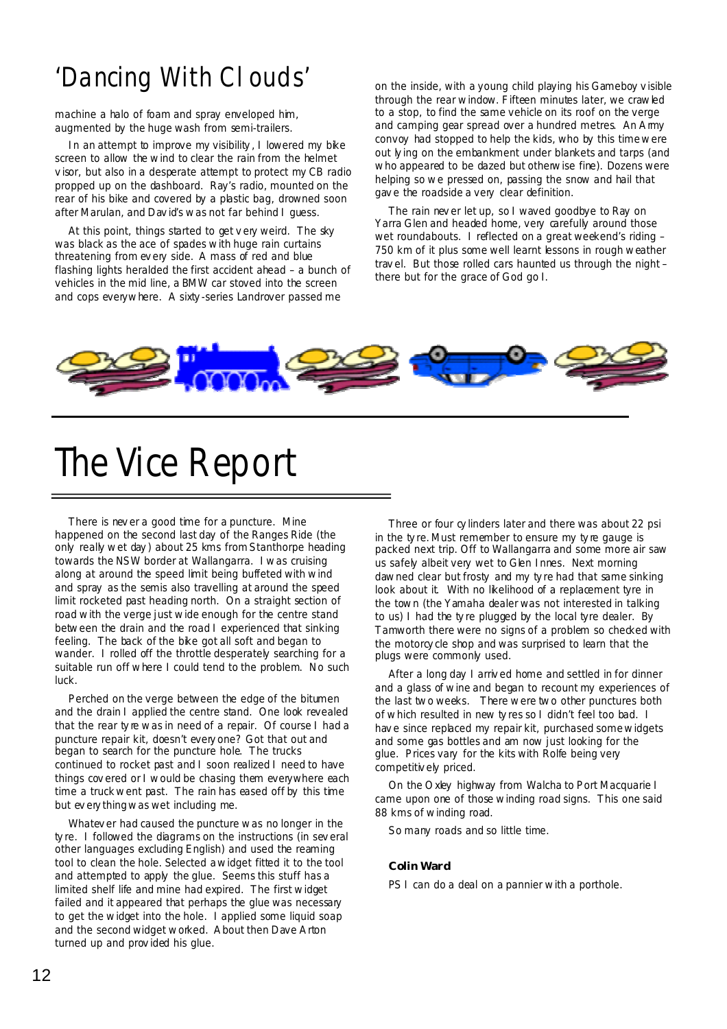# 'Dancing With Clouds'

machine a halo of foam and spray enveloped him, augmented by the huge wash from semi-trailers.

In an attempt to improve my visibility, I lowered my bike screen to allow the wind to clear the rain from the helmet visor, but also in a desperate attempt to protect my CB radio propped up on the dashboard. Ray's radio, mounted on the rear of his bike and covered by a plastic bag, drowned soon after Marulan, and David's was not far behind I guess.

At this point, things started to get very weird. The sky was black as the ace of spades with huge rain curtains threatening from every side. A mass of red and blue flashing lights heralded the first accident ahead – a bunch of vehicles in the mid line, a BMW car stoved into the screen and cops everywhere. A sixty-series Landrover passed me on the inside, with a young child playing his Gameboy visible through the rear window. Fifteen minutes later, we crawled to a stop, to find the same vehicle on its roof on the verge and camping gear spread over a hundred metres. An Army convoy had stopped to help the kids, who by this time were out lying on the embankment under blankets and tarps (and who appeared to be dazed but otherwise fine). Dozens were helping so we pressed on, passing the snow and hail that gave the roadside a very clear definition.

The rain never let up, so I waved goodbye to Ray on Yarra Glen and headed home, very carefully around those wet roundabouts. I reflected on a great weekend's riding – 750 km of it plus some well learnt lessons in rough weather travel. But those rolled cars haunted us through the night – there but for the grace of God go I.

# The Vice Report

There is never a good time for a puncture. Mine happened on the second last day of the Ranges Ride (the only really wet day) about 25 kms from Stanthorpe heading towards the NSW border at Wallangarra. I was cruising along at around the speed limit being buffeted with wind and spray as the semis also travelling at around the speed limit rocketed past heading north. On a straight section of road with the verge just wide enough for the centre stand between the drain and the road I experienced that sinking feeling. The back of the bike got all soft and began to wander. I rolled off the throttle desperately searching for a suitable run off where I could tend to the problem. No such luck.

Perched on the verge between the edge of the bitumen and the drain I applied the centre stand. One look revealed that the rear tyre was in need of a repair. Of course I had a puncture repair kit, doesn't every one? Got that out and began to search for the puncture hole. The trucks continued to rocket past and I soon realized I need to have things covered or I would be chasing them everywhere each time a truck went past. The rain has eased off by this time but everything was wet including me.

Whatever had caused the puncture was no longer in the tyre. I followed the diagrams on the instructions (in several other languages excluding English) and used the reaming tool to clean the hole. Selected a widget fitted it to the tool and attempted to apply the glue. Seems this stuff has a limited shelf life and mine had expired. The first widget failed and it appeared that perhaps the glue was necessary to get the widget into the hole. I applied some liquid soap and the second widget worked. About then Dave Arton turned up and provided his glue.

Three or four cylinders later and there was about 22 psi in the tyre. Must remember to ensure my tyre gauge is packed next trip. Off to Wallangarra and some more air saw us safely albeit very wet to Glen Innes. Next morning dawned clear but frosty and my tyre had that same sinking look about it. With no likelihood of a replacement tyre in the town (the Yamaha dealer was not interested in talking to us) I had the tyre plugged by the local tyre dealer. By Tamworth there were no signs of a problem so checked with the motorcycle shop and was surprised to learn that the plugs were commonly used.

After a long day I arrived home and settled in for dinner and a glass of wine and began to recount my experiences of the last two weeks. There were two other punctures both of which resulted in new tyres so I didn't feel too bad. I have since replaced my repair kit, purchased some widgets and some gas bottles and am now just looking for the glue. Prices vary for the kits with Rolfe being very competitively priced.

On the Oxley highway from Walcha to Port Macquarie I came upon one of those winding road signs. This one said 88 kms of winding road.

So many roads and so little time.

**Colin Ward**

PS I can do a deal on a pannier with a porthole.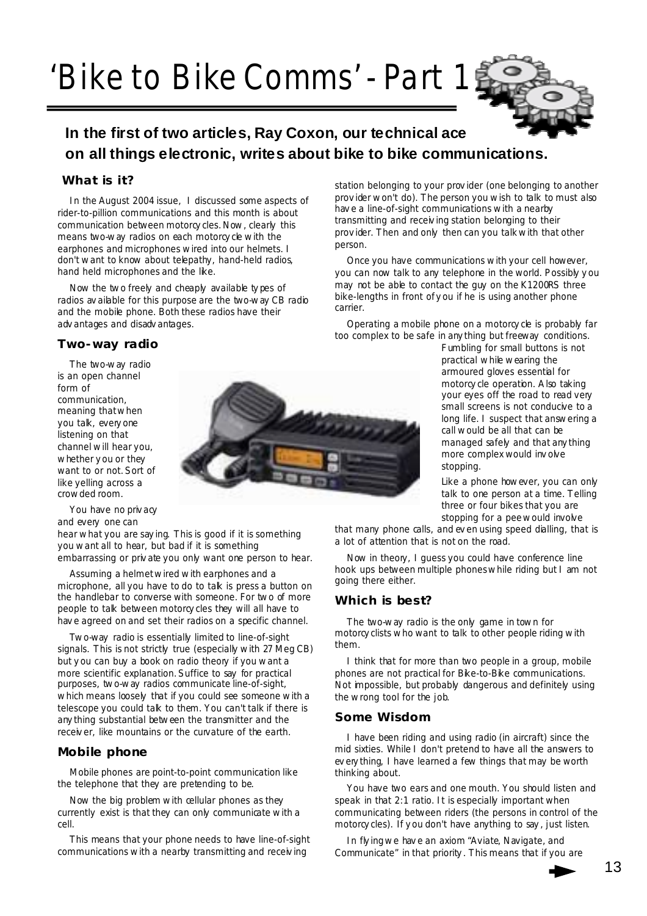# 'Bike to Bike Comms' - Part 1

**In the first of two articles, Ray Coxon, our technical ace on all things electronic, writes about bike to bike communications.**

### What is it?

In the August 2004 issue, I discussed some aspects of rider-to-pillion communications and this month is about communication between motorcycles. Now, clearly this means two-way radios on each motorcycle with the earphones and microphones wired into our helmets. I don't want to know about telepathy, hand-held radios, hand held microphones and the like.

Now the two freely and cheaply available types of radios available for this purpose are the two-way CB radio and the mobile phone. Both these radios have their advantages and disadvantages.

### Two-way radio

The two-way radio is an open channel form of communication, meaning that when you talk, everyone listening on that channel will hear you, whether you or they want to or not. Sort of like yelling across a crowded room.

You have no privacy and every one can hear what you are saying. This is good if it is something you want all to hear, but bad if it is something embarrassing or private you only want one person to hear.

Assuming a helmet wired with earphones and a microphone, all you have to do to talk is press a button on the handlebar to converse with someone. For two of more people to talk between motorcycles they will all have to have agreed on and set their radios on a specific channel.

Two-way radio is essentially limited to line-of-sight signals. This is not strictly true (especially with 27 Meg CB) but you can buy a book on radio theory if you want a more scientific explanation. Suffice to say for practical purposes, two-way radios communicate line-of-sight, which means loosely that if you could see someone with a telescope you could talk to them. You can't talk if there is anything substantial between the transmitter and the receiver, like mountains or the curvature of the earth.

### Mobile phone

Mobile phones are point-to-point communication like the telephone that they are pretending to be.

Now the big problem with cellular phones as they currently exist is that they can only communicate with a cell.

This means that your phone needs to have line-of-sight communications with a nearby transmitting and receiving station belonging to your provider (one belonging to another provider won't do). The person you wish to talk to must also have a line-of-sight communications with a nearby transmitting and receiving station belonging to their provider. Then and only then can you talk with that other person.

Once you have communications with your cell however, you can now talk to any telephone in the world. Possibly you may not be able to contact the guy on the K1200RS three bike-lengths in front of you if he is using another phone carrier.

Operating a mobile phone on a motorcycle is probably far too complex to be safe in anything but freeway conditions. Fumbling for small buttons is not practical while wearing the armoured gloves essential for motorcycle operation. Also taking your eyes off the road to read very small screens is not conducive to a long life. I suspect that answering a call would be all that can be managed safely and that anything more complex would involve stopping.

Like a phone however, you can only talk to one person at a time. Telling three or four bikes that you are stopping for a pee would involve that many phone calls, and even using speed dialling, that is a lot of attention that is not on the road.

Now in theory, I guess you could have conference line hook ups between multiple phones while riding but I am not going there either.

### Which is best?

The two-way radio is the only game in town for motorcyclists who want to talk to other people riding with them.

I think that for more than two people in a group, mobile phones are not practical for Bike-to-Bike communications. Not impossible, but probably dangerous and definitely using the wrong tool for the job.

### Some Wisdom

I have been riding and using radio (in aircraft) since the mid sixties. While I don't pretend to have all the answers to everything, I have learned a few things that may be worth thinking about.

You have two ears and one mouth. You should listen and speak in that 2:1 ratio. It is especially important when communicating between riders (the persons in control of the motorcycles). If you don't have anything to say, just listen.

In flying we have an axiom "Aviate, Navigate, and Communicate" in that priority. This means that if you are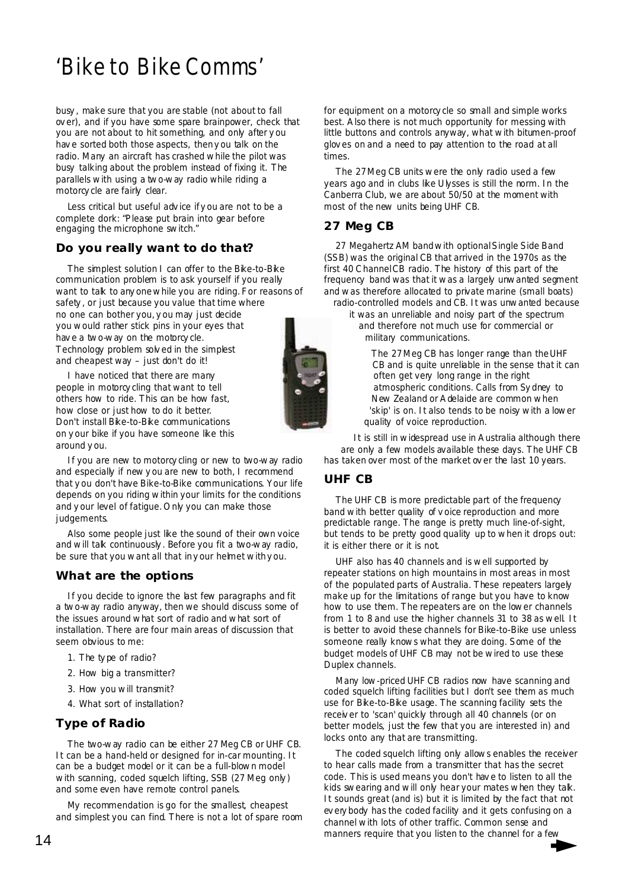# 'Bike to Bike Comms'

busy, make sure that you are stable (not about to fall over), and if you have some spare brainpower, check that you are not about to hit something, and only after you have sorted both those aspects, then you talk on the radio. Many an aircraft has crashed while the pilot was busy talking about the problem instead of fixing it. The parallels with using a two-way radio while riding a motorcycle are fairly clear.

Less critical but useful advice if you are not to be a complete dork: "Please put brain into gear before engaging the microphone switch."

### Do you really want to do that?

The simplest solution I can offer to the Bike-to-Bike communication problem is to ask yourself if you really want to talk to anyone while you are riding. For reasons of safety, or just because you value that time where no one can bother you, you may just decide you would rather stick pins in your eyes that have a two-way on the motorcycle. Technology problem solved in the simplest and cheapest way – just don't do it!

I have noticed that there are many people in motorcycling that want to tell others how to ride. This can be how fast, how close or just how to do it better. Don't install Bike-to-Bike communications on your bike if you have someone like this around you.

If you are new to motorcycling or new to two-way radio and especially if new you are new to both, I recommend that you don't have Bike-to-Bike communications. Your life depends on you riding within your limits for the conditions and your level of fatigue. Only you can make those judgements.

Also some people just like the sound of their own voice and will talk continuously. Before you fit a two-way radio, be sure that you want all that in your helmet with you.

### What are the options

If you decide to ignore the last few paragraphs and fit a two-way radio anyway, then we should discuss some of the issues around what sort of radio and what sort of installation. There are four main areas of discussion that seem obvious to me:

1. The type of radio?
2. How big a transmitter?
3. How you will transmit?
4. What sort of installation?

### Type of Radio

The two-way radio can be either 27 Meg CB or UHF CB. It can be a hand-held or designed for in-car mounting. It can be a budget model or it can be a full-blown model with scanning, coded squelch lifting, SSB (27 Meg only) and some even have remote control panels.

My recommendation is go for the smallest, cheapest and simplest you can find. There is not a lot of spare room for equipment on a motorcycle so small and simple works best. Also there is not much opportunity for messing with little buttons and controls anyway, what with bitumen-proof gloves on and a need to pay attention to the road at all times.

The 27 Meg CB units were the only radio used a few years ago and in clubs like Ulysses is still the norm. In the Canberra Club, we are about 50/50 at the moment with most of the new units being UHF CB.

### 27 Meg CB

27 Megahertz AM band with optional Single Side Band (SSB) was the original CB that arrived in the 1970s as the first 40 Channel CB radio. The history of this part of the frequency band was that it was a largely unwanted segment and was therefore allocated to private marine (small boats) radio-controlled models and CB. It was unwanted because it was an unreliable and noisy part of the spectrum and therefore not much use for commercial or military communications.

The 27 Meg CB has longer range than the UHF CB and is quite unreliable in the sense that it can often get very long range in the right atmospheric conditions. Calls from Sydney to New Zealand or Adelaide are common when 'skip' is on. It also tends to be noisy with a lower quality of voice reproduction.

It is still in widespread use in Australia although there are only a few models available these days. The UHF CB has taken over most of the market over the last 10 years.

### UHF CB

The UHF CB is more predictable part of the frequency band with better quality of voice reproduction and more predictable range. The range is pretty much line-of-sight, but tends to be pretty good quality up to when it drops out: it is either there or it is not.

UHF also has 40 channels and is well supported by repeater stations on high mountains in most areas in most of the populated parts of Australia. These repeaters largely make up for the limitations of range but you have to know how to use them. The repeaters are on the lower channels from 1 to 8 and use the higher channels 31 to 38 as well. It is better to avoid these channels for Bike-to-Bike use unless someone really knows what they are doing. Some of the budget models of UHF CB may not be wired to use these Duplex channels.

Many low-priced UHF CB radios now have scanning and coded squelch lifting facilities but I don't see them as much use for Bike-to-Bike usage. The scanning facility sets the receiver to 'scan' quickly through all 40 channels (or on better models, just the few that you are interested in) and locks onto any that are transmitting.

The coded squelch lifting only allows enables the receiver to hear calls made from a transmitter that has the secret code. This is used means you don't have to listen to all the kids swearing and will only hear your mates when they talk. It sounds great (and is) but it is limited by the fact that not everybody has the coded facility and it gets confusing on a channel with lots of other traffic. Common sense and manners require that you listen to the channel for a few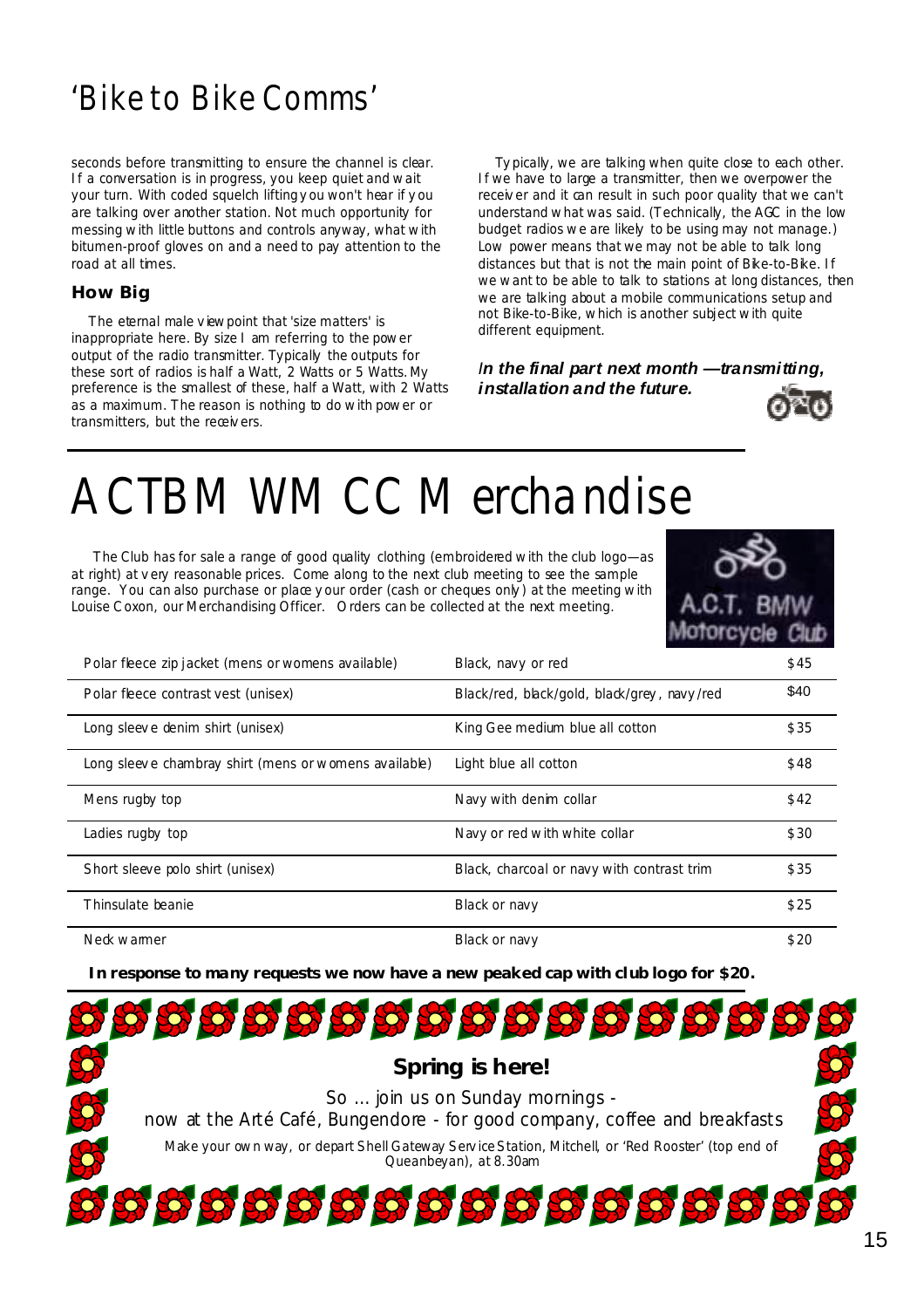# 'Bike to Bike Comms'

seconds before transmitting to ensure the channel is clear. If a conversation is in progress, you keep quiet and wait your turn. With coded squelch lifting you won't hear if you are talking over another station. Not much opportunity for messing with little buttons and controls anyway, what with bitumen-proof gloves on and a need to pay attention to the road at all times.

### How Big

The eternal male viewpoint that 'size matters' is inappropriate here. By size I am referring to the power output of the radio transmitter. Typically the outputs for these sort of radios is half a Watt, 2 Watts or 5 Watts. My preference is the smallest of these, half a Watt, with 2 Watts as a maximum. The reason is nothing to do with power or transmitters, but the receivers.

Typically, we are talking when quite close to each other. If we have to large a transmitter, then we overpower the receiver and it can result in such poor quality that we can't understand what was said. (Technically, the AGC in the low budget radios we are likely to be using may not manage.) Low power means that we may not be able to talk long distances but that is not the main point of Bike-to-Bike. If we want to be able to talk to stations at long distances, then we are talking about a mobile communications setup and not Bike-to-Bike, which is another subject with quite different equipment.

***In the final part next month —transmitting, installation and the future.***

# ACTBMWMCC Merchandise

The Club has for sale a range of good quality clothing (embroidered with the club logo—as at right) at very reasonable prices. Come along to the next club meeting to see the sample range. You can also purchase or place your order (cash or cheques only) at the meeting with Louise Coxon, our Merchandising Officer. Orders can be collected at the next meeting.

| Item | Colours | Price |
|---|---|---|
| Polar fleece zip jacket (mens or womens available) | Black, navy or red | $45 |
| Polar fleece contrast vest (unisex) | Black/red, black/gold, black/grey, navy/red | $40 |
| Long sleeve denim shirt (unisex) | King Gee medium blue all cotton | $35 |
| Long sleeve chambray shirt (mens or womens available) | Light blue all cotton | $48 |
| Mens rugby top | Navy with denim collar | $42 |
| Ladies rugby top | Navy or red with white collar | $30 |
| Short sleeve polo shirt (unisex) | Black, charcoal or navy with contrast trim | $35 |
| Thinsulate beanie | Black or navy | $25 |
| Neck warmer | Black or navy | $20 |

**In response to many requests we now have a new peaked cap with club logo for $20.**

**Spring is here!**

So … join us on Sunday mornings -
now at the Arté Café, Bungendore - for good company, coffee and breakfasts

Make your own way, or depart Shell Gateway Service Station, Mitchell, or 'Red Rooster' (top end of Queanbeyan), at 8.30am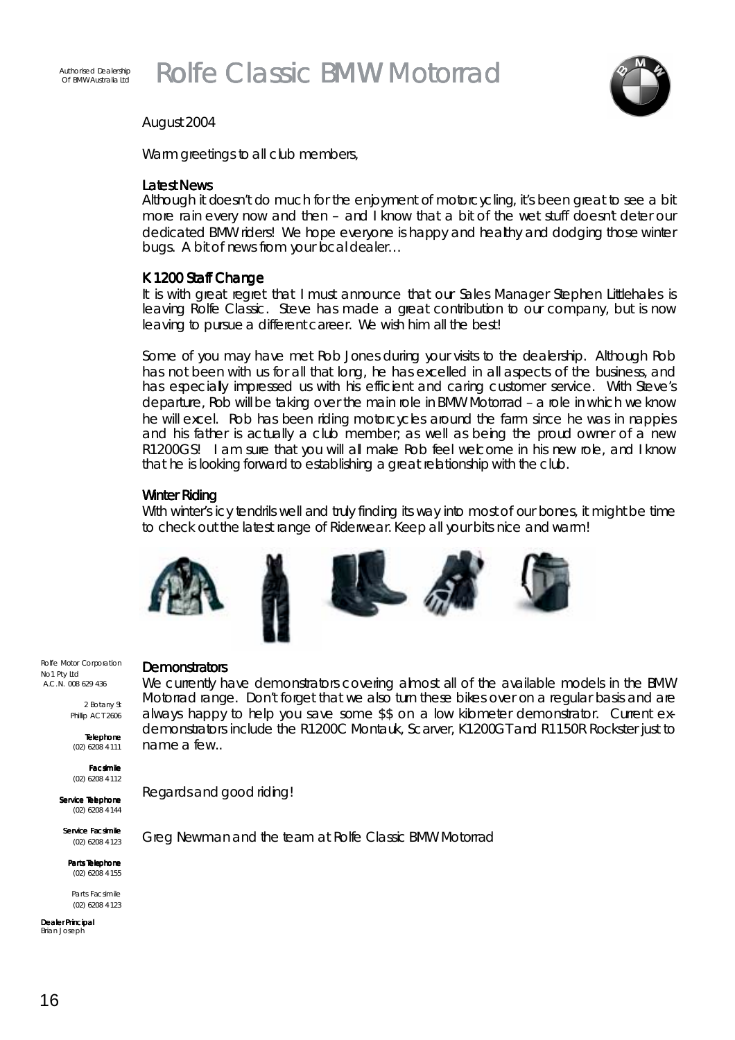Authorised Dealership
Of BMW Australia Ltd

# Rolfe Classic BMW Motorrad

August 2004

Warm greetings to all club members,

### Latest News

Although it doesn't do much for the enjoyment of motorcycling, it's been great to see a bit more rain every now and then – and I know that a bit of the wet stuff doesn't deter our dedicated BMW riders! We hope everyone is happy and healthy and dodging those winter bugs. A bit of news from your local dealer…

### K1200 Staff Change

It is with great regret that I must announce that our Sales Manager Stephen Littlehales is leaving Rolfe Classic. Steve has made a great contribution to our company, but is now leaving to pursue a different career. We wish him all the best!

Some of you may have met Rob Jones during your visits to the dealership. Although Rob has not been with us for all that long, he has excelled in all aspects of the business, and has especially impressed us with his efficient and caring customer service. With Steve's departure, Rob will be taking over the main role in BMW Motorrad – a role in which we know he will excel. Rob has been riding motorcycles around the farm since he was in nappies and his father is actually a club member; as well as being the proud owner of a new R1200GS! I am sure that you will all make Rob feel welcome in his new role, and I know that he is looking forward to establishing a great relationship with the club.

### Winter Riding

With winter's icy tendrils well and truly finding its way into most of our bones, it might be time to check out the latest range of Riderwear. Keep all your bits nice and warm!

### Demonstrators

We currently have demonstrators covering almost all of the available models in the BMW Motorrad range. Don't forget that we also turn these bikes over on a regular basis and are always happy to help you save some $$ on a low kilometer demonstrator. Current ex-demonstrators include the R1200C Montauk, Scarver, K1200GT and R1150R Rockster just to name a few..

Regards and good riding!

Greg Newman and the team at Rolfe Classic BMW Motorrad

Rolfe Motor Corporation
No1 Pty Ltd
A.C.N. 008 629 436

2 Botany St
Phillip ACT 2606

**Telephone**
(02) 6208 4111

**Facsimile**
(02) 6208 4112

**Service Telephone**
(02) 6208 4144

**Service Facsimile**
(02) 6208 4123

**Parts Telephone**
(02) 6208 4155

Parts Facsimile
(02) 6208 4123

**Dealer Principal**
Brian Joseph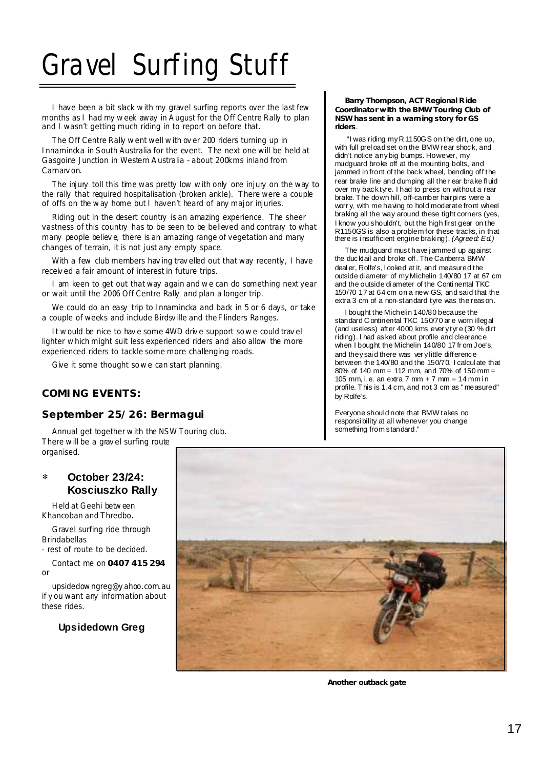# Gravel Surfing Stuff

I have been a bit slack with my gravel surfing reports over the last few months as I had my week away in August for the Off Centre Rally to plan and I wasn't getting much riding in to report on before that.

The Off Centre Rally went well with over 200 riders turning up in Innamincka in South Australia for the event. The next one will be held at Gasgoine Junction in Western Australia - about 200kms inland from Carnarvon.

The injury toll this time was pretty low with only one injury on the way to the rally that required hospitalisation (broken ankle). There were a couple of offs on the way home but I haven't heard of any major injuries.

Riding out in the desert country is an amazing experience. The sheer vastness of this country has to be seen to be believed and contrary to what many people believe, there is an amazing range of vegetation and many changes of terrain, it is not just any empty space.

With a few club members having travelled out that way recently, I have received a fair amount of interest in future trips.

I am keen to get out that way again and we can do something next year or wait until the 2006 Off Centre Rally and plan a longer trip.

We could do an easy trip to Innamincka and back in 5 or 6 days, or take a couple of weeks and include Birdsville and the Flinders Ranges.

It would be nice to have some 4WD drive support so we could travel lighter which might suit less experienced riders and also allow the more experienced riders to tackle some more challenging roads.

Give it some thought so we can start planning.

## COMING EVENTS:

### September 25/26: Bermagui

Annual get together with the NSW Touring club. There will be a gravel surfing route organised.

### * October 23/24: Kosciuszko Rally

Held at Geehi between Khancoban and Thredbo.

Gravel surfing ride through Brindabellas
- rest of route to be decided.

Contact me on **0407 415 294** or

upsidedowngreg@yahoo.com.au if you want any information about these rides.

**Upsidedown Greg**

---

**Barry Thompson, ACT Regional Ride Coordinator with the BMW Touring Club of NSW has sent in a warning story for GS riders**.

"I was riding my R1150GS on the dirt, one up, with full preload set on the BMW rear shock, and didn't notice any big bumps. However, my mudguard broke off at the mounting bolts, and jammed in front of the back wheel, bending off the rear brake line and dumping all the rear brake fluid over my back tyre. I had to press on without a rear brake. The downhill, off-camber hairpins were a worry, with me having to hold moderate front wheel braking all the way around these tight corners (yes, I know you shouldn't, but the high first gear on the R1150GS is also a problem for these tracks, in that there is insufficient engine braking). *(Agreed: Ed.)*

The mudguard must have jammed up against the ducktail and broke off. The Canberra BMW dealer, Rolfe's, looked at it, and measured the outside diameter of my Michelin 140/80 17 at 67 cm and the outside diameter of the Continental TKC 150/70 17 at 64 cm on a new GS, and said that the extra 3 cm of a non-standard tyre was the reason.

I bought the Michelin 140/80 because the standard Continental TKC 150/70 are worn illegal (and useless) after 4000 kms every tyre (30 % dirt riding). I had asked about profile and clearance when I bought the Michelin 140/80 17 from Joe's, and they said there was very little difference between the 140/80 and the 150/70. I calculate that 80% of 140 mm = 112 mm, and 70% of 150 mm = 105 mm, i.e. an extra 7 mm + 7 mm = 14 mm in profile. This is 1.4 cm, and not 3 cm as "measured" by Rolfe's.

Everyone should note that BMW takes no responsibility at all whenever you change something from standard."

Another outback gate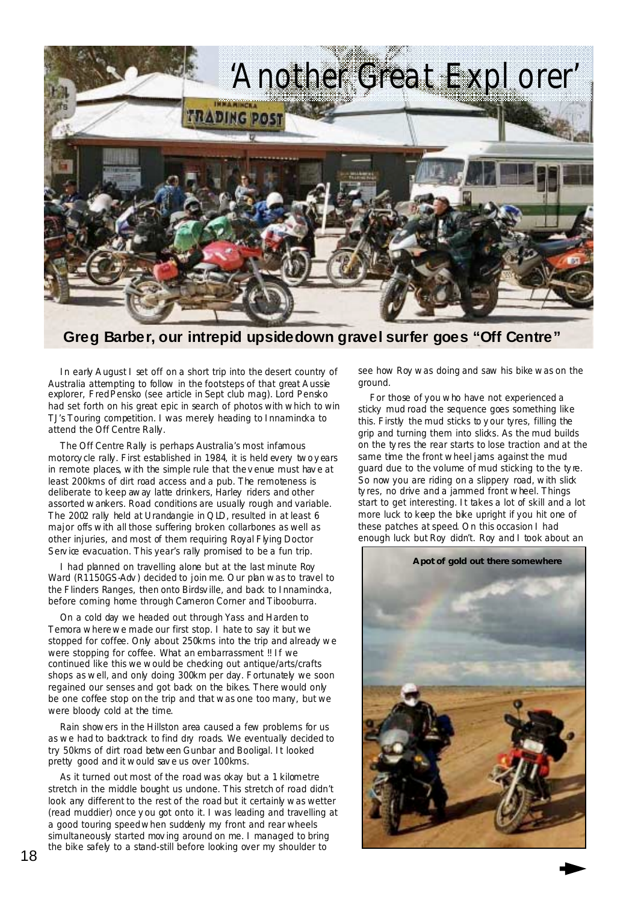# 'Another Great Explorer'

## Greg Barber, our intrepid upsidedown gravel surfer goes "Off Centre"

In early August I set off on a short trip into the desert country of Australia attempting to follow in the footsteps of that great Aussie explorer, Fred Pensko (see article in Sept club mag). Lord Pensko had set forth on his great epic in search of photos with which to win TJ's Touring competition. I was merely heading to Innamincka to attend the Off Centre Rally.

The Off Centre Rally is perhaps Australia's most infamous motorcycle rally. First established in 1984, it is held every two years in remote places, with the simple rule that the venue must have at least 200kms of dirt road access and a pub. The remoteness is deliberate to keep away latte drinkers, Harley riders and other assorted wankers. Road conditions are usually rough and variable. The 2002 rally held at Urandangie in QLD, resulted in at least 6 major offs with all those suffering broken collarbones as well as other injuries, and most of them requiring Royal Flying Doctor Service evacuation. This year's rally promised to be a fun trip.

I had planned on travelling alone but at the last minute Roy Ward (R1150GS-Adv) decided to join me. Our plan was to travel to the Flinders Ranges, then onto Birdsville, and back to Innamincka, before coming home through Cameron Corner and Tibooburra.

On a cold day we headed out through Yass and Harden to Temora where we made our first stop. I hate to say it but we stopped for coffee. Only about 250kms into the trip and already we were stopping for coffee. What an embarrassment !! If we continued like this we would be checking out antique/arts/crafts shops as well, and only doing 300km per day. Fortunately we soon regained our senses and got back on the bikes. There would only be one coffee stop on the trip and that was one too many, but we were bloody cold at the time.

Rain showers in the Hillston area caused a few problems for us as we had to backtrack to find dry roads. We eventually decided to try 50kms of dirt road between Gunbar and Booligal. It looked pretty good and it would save us over 100kms.

As it turned out most of the road was okay but a 1 kilometre stretch in the middle bought us undone. This stretch of road didn't look any different to the rest of the road but it certainly was wetter (read muddier) once you got onto it. I was leading and travelling at a good touring speed when suddenly my front and rear wheels simultaneously started moving around on me. I managed to bring the bike safely to a stand-still before looking over my shoulder to see how Roy was doing and saw his bike was on the ground.

For those of you who have not experienced a sticky mud road the sequence goes something like this. Firstly the mud sticks to your tyres, filling the grip and turning them into slicks. As the mud builds on the tyres the rear starts to lose traction and at the same time the front wheel jams against the mud guard due to the volume of mud sticking to the tyre. So now you are riding on a slippery road, with slick tyres, no drive and a jammed front wheel. Things start to get interesting. It takes a lot of skill and a lot more luck to keep the bike upright if you hit one of these patches at speed. On this occasion I had enough luck but Roy didn't. Roy and I took about an

**A pot of gold out there somewhere**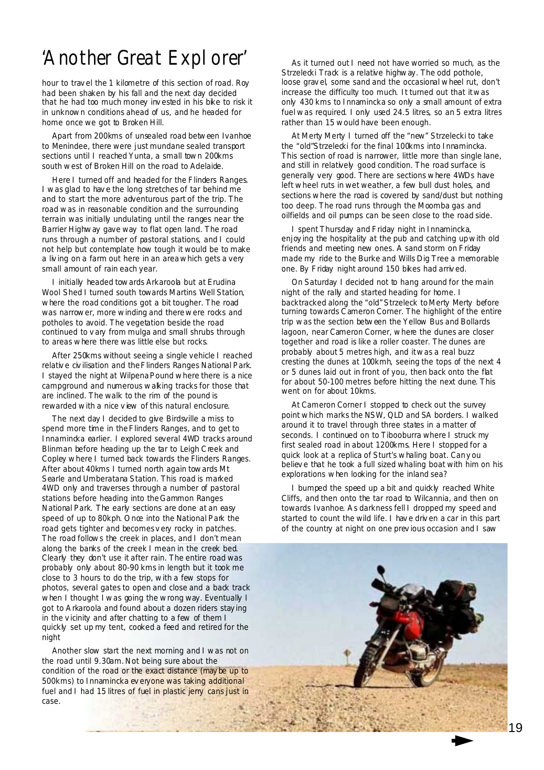# 'Another Great Explorer'

hour to travel the 1 kilometre of this section of road. Roy had been shaken by his fall and the next day decided that he had too much money invested in his bike to risk it in unknown conditions ahead of us, and he headed for home once we got to Broken Hill.

Apart from 200kms of unsealed road between Ivanhoe to Menindee, there were just mundane sealed transport sections until I reached Yunta, a small town 200kms south west of Broken Hill on the road to Adelaide.

Here I turned off and headed for the Flinders Ranges. I was glad to have the long stretches of tar behind me and to start the more adventurous part of the trip. The road was in reasonable condition and the surrounding terrain was initially undulating until the ranges near the Barrier Highway gave way to flat open land. The road runs through a number of pastoral stations, and I could not help but contemplate how tough it would be to make a living on a farm out here in an area which gets a very small amount of rain each year.

I initially headed towards Arkaroola but at Erudina Wool Shed I turned south towards Martins Well Station, where the road conditions got a bit tougher. The road was narrower, more winding and there were rocks and potholes to avoid. The vegetation beside the road continued to vary from mulga and small shrubs through to areas where there was little else but rocks.

After 250kms without seeing a single vehicle I reached relative civilisation and the Flinders Ranges National Park. I stayed the night at Wilpena Pound where there is a nice campground and numerous walking tracks for those that are inclined. The walk to the rim of the pound is rewarded with a nice view of this natural enclosure.

The next day I decided to give Birdsville a miss to spend more time in the Flinders Ranges, and to get to Innamincka earlier. I explored several 4WD tracks around Blinman before heading up the tar to Leigh Creek and Copley where I turned back towards the Flinders Ranges. After about 40kms I turned north again towards Mt Searle and Umberatana Station. This road is marked 4WD only and traverses through a number of pastoral stations before heading into the Gammon Ranges National Park. The early sections are done at an easy speed of up to 80kph. Once into the National Park the road gets tighter and becomes very rocky in patches. The road follows the creek in places, and I don't mean along the banks of the creek I mean in the creek bed. Clearly they don't use it after rain. The entire road was probably only about 80-90 kms in length but it took me close to 3 hours to do the trip, with a few stops for photos, several gates to open and close and a back track when I thought I was going the wrong way. Eventually I got to Arkaroola and found about a dozen riders staying in the vicinity and after chatting to a few of them I quickly set up my tent, cooked a feed and retired for the night

Another slow start the next morning and I was not on the road until 9.30am. Not being sure about the condition of the road or the exact distance (maybe up to 500kms) to Innamincka everyone was taking additional fuel and I had 15 litres of fuel in plastic jerry cans just in case.

As it turned out I need not have worried so much, as the Strzelecki Track is a relative highway. The odd pothole, loose gravel, some sand and the occasional wheel rut, don't increase the difficulty too much. It turned out that it was only 430 kms to Innamincka so only a small amount of extra fuel was required. I only used 24.5 litres, so an 5 extra litres rather than 15 would have been enough.

At Merty Merty I turned off the "new" Strzelecki to take the "old"Strzelecki for the final 100kms into Innamincka. This section of road is narrower, little more than single lane, and still in relatively good condition. The road surface is generally very good. There are sections where 4WDs have left wheel ruts in wet weather, a few bull dust holes, and sections where the road is covered by sand/dust but nothing too deep. The road runs through the Moomba gas and oilfields and oil pumps can be seen close to the road side.

I spent Thursday and Friday night in Innamincka, enjoying the hospitality at the pub and catching up with old friends and meeting new ones. A sand storm on Friday made my ride to the Burke and Wills Dig Tree a memorable one. By Friday night around 150 bikes had arrived.

On Saturday I decided not to hang around for the main night of the rally and started heading for home. I backtracked along the "old" Strzeleck to Merty Merty before turning towards Cameron Corner. The highlight of the entire trip was the section between the Yellow Bus and Bollards lagoon, near Cameron Corner, where the dunes are closer together and road is like a roller coaster. The dunes are probably about 5 metres high, and it was a real buzz cresting the dunes at 100kmh, seeing the tops of the next 4 or 5 dunes laid out in front of you, then back onto the flat for about 50-100 metres before hitting the next dune. This went on for about 10kms.

At Cameron Corner I stopped to check out the survey point which marks the NSW, QLD and SA borders. I walked around it to travel through three states in a matter of seconds. I continued on to Tibooburra where I struck my first sealed road in about 1200kms. Here I stopped for a quick look at a replica of Sturt's whaling boat. Can you believe that he took a full sized whaling boat with him on his explorations when looking for the inland sea?

I bumped the speed up a bit and quickly reached White Cliffs, and then onto the tar road to Wilcannia, and then on towards Ivanhoe. As darkness fell I dropped my speed and started to count the wild life. I have driven a car in this part of the country at night on one previous occasion and I saw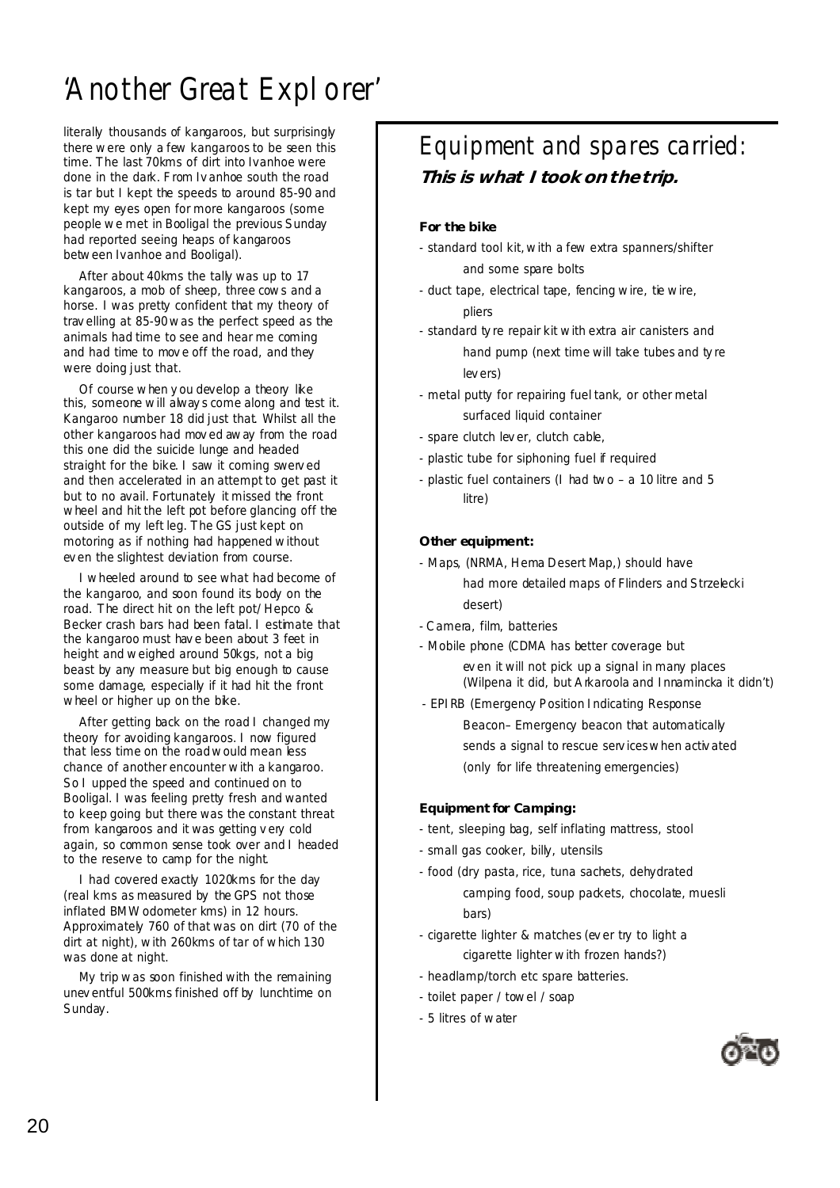# 'Another Great Explorer'

literally thousands of kangaroos, but surprisingly there were only a few kangaroos to be seen this time. The last 70kms of dirt into Ivanhoe were done in the dark. From Ivanhoe south the road is tar but I kept the speeds to around 85-90 and kept my eyes open for more kangaroos (some people we met in Booligal the previous Sunday had reported seeing heaps of kangaroos between Ivanhoe and Booligal).

After about 40kms the tally was up to 17 kangaroos, a mob of sheep, three cows and a horse. I was pretty confident that my theory of travelling at 85-90 was the perfect speed as the animals had time to see and hear me coming and had time to move off the road, and they were doing just that.

Of course when you develop a theory like this, someone will always come along and test it. Kangaroo number 18 did just that. Whilst all the other kangaroos had moved away from the road this one did the suicide lunge and headed straight for the bike. I saw it coming swerved and then accelerated in an attempt to get past it but to no avail. Fortunately it missed the front wheel and hit the left pot before glancing off the outside of my left leg. The GS just kept on motoring as if nothing had happened without even the slightest deviation from course.

I wheeled around to see what had become of the kangaroo, and soon found its body on the road. The direct hit on the left pot/ Hepco & Becker crash bars had been fatal. I estimate that the kangaroo must have been about 3 feet in height and weighed around 50kgs, not a big beast by any measure but big enough to cause some damage, especially if it had hit the front wheel or higher up on the bike.

After getting back on the road I changed my theory for avoiding kangaroos. I now figured that less time on the road would mean less chance of another encounter with a kangaroo. So I upped the speed and continued on to Booligal. I was feeling pretty fresh and wanted to keep going but there was the constant threat from kangaroos and it was getting very cold again, so common sense took over and I headed to the reserve to camp for the night.

I had covered exactly 1020kms for the day (real kms as measured by the GPS not those inflated BMW odometer kms) in 12 hours. Approximately 760 of that was on dirt (70 of the dirt at night), with 260kms of tar of which 130 was done at night.

My trip was soon finished with the remaining uneventful 500kms finished off by lunchtime on Sunday.

## Equipment and spares carried:

***This is what I took on the trip.***

**For the bike**

- standard tool kit, with a few extra spanners/shifter and some spare bolts
- duct tape, electrical tape, fencing wire, tie wire, pliers
- standard tyre repair kit with extra air canisters and hand pump (next time will take tubes and tyre levers)
- metal putty for repairing fuel tank, or other metal surfaced liquid container
- spare clutch lever, clutch cable,
- plastic tube for siphoning fuel if required
- plastic fuel containers (I had two – a 10 litre and 5 litre)

**Other equipment:**

- Maps, (NRMA, Hema Desert Map,) should have had more detailed maps of Flinders and Strzelecki desert)
- Camera, film, batteries
- Mobile phone (CDMA has better coverage but even it will not pick up a signal in many places (Wilpena it did, but Arkaroola and Innamincka it didn't)
- EPIRB (Emergency Position Indicating Response Beacon– Emergency beacon that automatically sends a signal to rescue services when activated (only for life threatening emergencies)

**Equipment for Camping:**

- tent, sleeping bag, self inflating mattress, stool
- small gas cooker, billy, utensils
- food (dry pasta, rice, tuna sachets, dehydrated camping food, soup packets, chocolate, muesli bars)
- cigarette lighter & matches (ever try to light a cigarette lighter with frozen hands?)
- headlamp/torch etc spare batteries.
- toilet paper / towel / soap
- 5 litres of water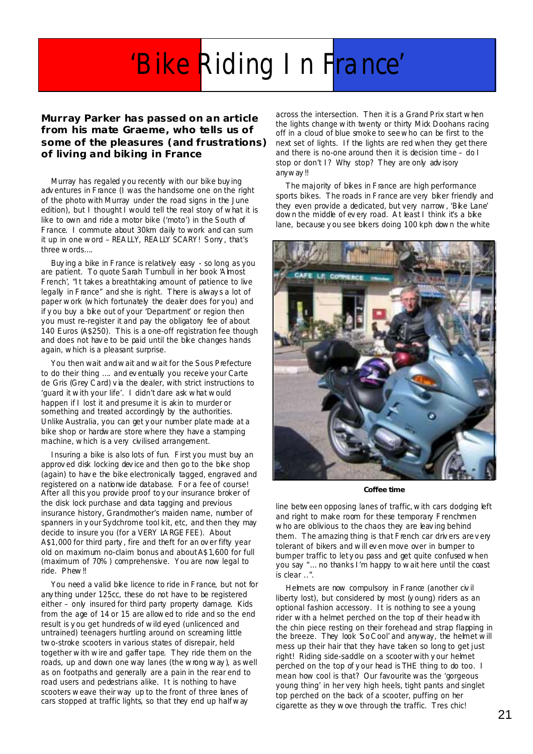# 'Bike Riding In France'

**Murray Parker has passed on an article from his mate Graeme, who tells us of some of the pleasures (and frustrations) of living and biking in France**

Murray has regaled you recently with our bike buying adventures in France (I was the handsome one on the right of the photo with Murray under the road signs in the June edition), but I thought I would tell the real story of what it is like to own and ride a motor bike ('moto') in the South of France. I commute about 30km daily to work and can sum it up in one word – REALLY, REALLY SCARY! Sorry, that's three words….

Buying a bike in France is relatively easy - so long as you are patient. To quote Sarah Turnbull in her book 'Almost French', "It takes a breathtaking amount of patience to live legally in France" and she is right. There is always a lot of paper work (which fortunately the dealer does for you) and if you buy a bike out of your 'Department' or region then you must re-register it and pay the obligatory fee of about 140 Euros (A$250). This is a one-off registration fee though and does not have to be paid until the bike changes hands again, which is a pleasant surprise.

You then wait and wait and wait for the Sous Prefecture to do their thing …. and eventually you receive your Carte de Gris (Grey Card) via the dealer, with strict instructions to 'guard it with your life'. I didn't dare ask what would happen if I lost it and presume it is akin to murder or something and treated accordingly by the authorities. Unlike Australia, you can get your number plate made at a bike shop or hardware store where they have a stamping machine, which is a very civilised arrangement.

Insuring a bike is also lots of fun. First you must buy an approved disk locking device and then go to the bike shop (again) to have the bike electronically tagged, engraved and registered on a nationwide database. For a fee of course! After all this you provide proof to your insurance broker of the disk lock purchase and data tagging and previous insurance history, Grandmother's maiden name, number of spanners in your Sydchrome tool kit, etc, and then they may decide to insure you (for a VERY LARGE FEE). About A$1,000 for third party, fire and theft for an over fifty year old on maximum no-claim bonus and about A$1,600 for full (maximum of 70%) comprehensive. You are now legal to ride. Phew!!

You need a valid bike licence to ride in France, but not for anything under 125cc, these do not have to be registered either – only insured for third party property damage. Kids from the age of 14 or 15 are allowed to ride and so the end result is you get hundreds of wild eyed (unlicenced and untrained) teenagers hurtling around on screaming little two-stroke scooters in various states of disrepair, held together with wire and gaffer tape. They ride them on the roads, up and down one way lanes (the wrong way), as well as on footpaths and generally are a pain in the rear end to road users and pedestrians alike. It is nothing to have scooters weave their way up to the front of three lanes of cars stopped at traffic lights, so that they end up halfway across the intersection. Then it is a Grand Prix start when the lights change with twenty or thirty Mick Doohans racing off in a cloud of blue smoke to see who can be first to the next set of lights. If the lights are red when they get there and there is no-one around then it is decision time – do I stop or don't I? Why stop? They are only advisory anyway!!

The majority of bikes in France are high performance sports bikes. The roads in France are very biker friendly and they even provide a dedicated, but very narrow, 'Bike Lane' down the middle of every road. At least I think it's a bike lane, because you see bikers doing 100 kph down the white line between opposing lanes of traffic, with cars dodging left and right to make room for these temporary Frenchmen who are oblivious to the chaos they are leaving behind them. The amazing thing is that French car drivers are very tolerant of bikers and will even move over in bumper to bumper traffic to let you pass and get quite confused when you say "… no thanks I'm happy to wait here until the coast is clear ..".

**Coffee time**

Helmets are now compulsory in France (another civil liberty lost), but considered by most (young) riders as an optional fashion accessory. It is nothing to see a young rider with a helmet perched on the top of their head with the chin piece resting on their forehead and strap flapping in the breeze. They look 'So Cool' and anyway, the helmet will mess up their hair that they have taken so long to get just right! Riding side-saddle on a scooter with your helmet perched on the top of your head is THE thing to do too. I mean how cool is that? Our favourite was the 'gorgeous young thing' in her very high heels, tight pants and singlet top perched on the back of a scooter, puffing on her cigarette as they wove through the traffic. Tres chic!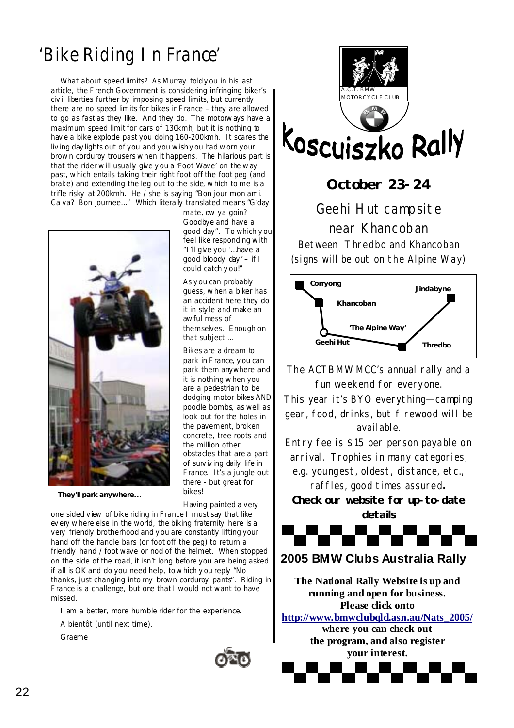# 'Bike Riding In France'

What about speed limits? As Murray told you in his last article, the French Government is considering infringing biker's civil liberties further by imposing speed limits, but currently there are no speed limits for bikes in France – they are allowed to go as fast as they like. And they do. The motorways have a maximum speed limit for cars of 130kmh, but it is nothing to have a bike explode past you doing 160-200kmh. It scares the living daylights out of you and you wish you had worn your brown corduroy trousers when it happens. The hilarious part is that the rider will usually give you a 'Foot Wave' on the way past, which entails taking their right foot off the foot peg (and brake) and extending the leg out to the side, which to me is a trifle risky at 200kmh. He / she is saying "Bon jour mon ami. Ca va? Bon journee…" Which literally translated means "G'day mate, ow ya goin? Goodbye and have a good day". To which you feel like responding with "I'll give you '…have a good bloody day' – if I could catch you!"

As you can probably guess, when a biker has an accident here they do it in style and make an awful mess of themselves. Enough on that subject …

Bikes are a dream to park in France, you can park them anywhere and it is nothing when you are a pedestrian to be dodging motor bikes AND poodle bombs, as well as look out for the holes in the pavement, broken concrete, tree roots and the million other obstacles that are a part of surviving daily life in France. It's a jungle out there - but great for bikes!

**They'll park anywhere…**

Having painted a very one sided view of bike riding in France I must say that like everywhere else in the world, the biking fraternity here is a very friendly brotherhood and you are constantly lifting your hand off the handle bars (or foot off the peg) to return a friendly hand / foot wave or nod of the helmet. When stopped on the side of the road, it isn't long before you are being asked if all is OK and do you need help, to which you reply "No thanks, just changing into my brown corduroy pants". Riding in France is a challenge, but one that I would not want to have missed.

I am a better, more humble rider for the experience.

A bientôt (until next time).

Graeme

---

A.C.T. BMW MOTORCYCLE CLUB

# Koscuiszko Rally

## October 23-24

Geehi Hut campsite near Khancoban

Between Thredbo and Khancoban (signs will be out on the Alpine Way)

Corryong — Khancoban — Geehi Hut — 'The Alpine Way' — Thredbo — Jindabyne

The ACTBMWMCC's annual rally and a fun weekend for everyone.

This year it's BYO everything—camping gear, food, drinks, but firewood will be available.

Entry fee is $15 per person payable on arrival. Trophies in many categories, e.g. youngest, oldest, distance, etc., raffles, good times assured**.**

**Check our website for up-to-date details**

## 2005 BMW Clubs Australia Rally

**The National Rally Website is up and running and open for business. Please click onto [http://www.bmwclubqld.asn.au/Nats_2005/](http://www.bmwclubqld.asn.au/Nats_2005/) where you can check out the program, and also register your interest.**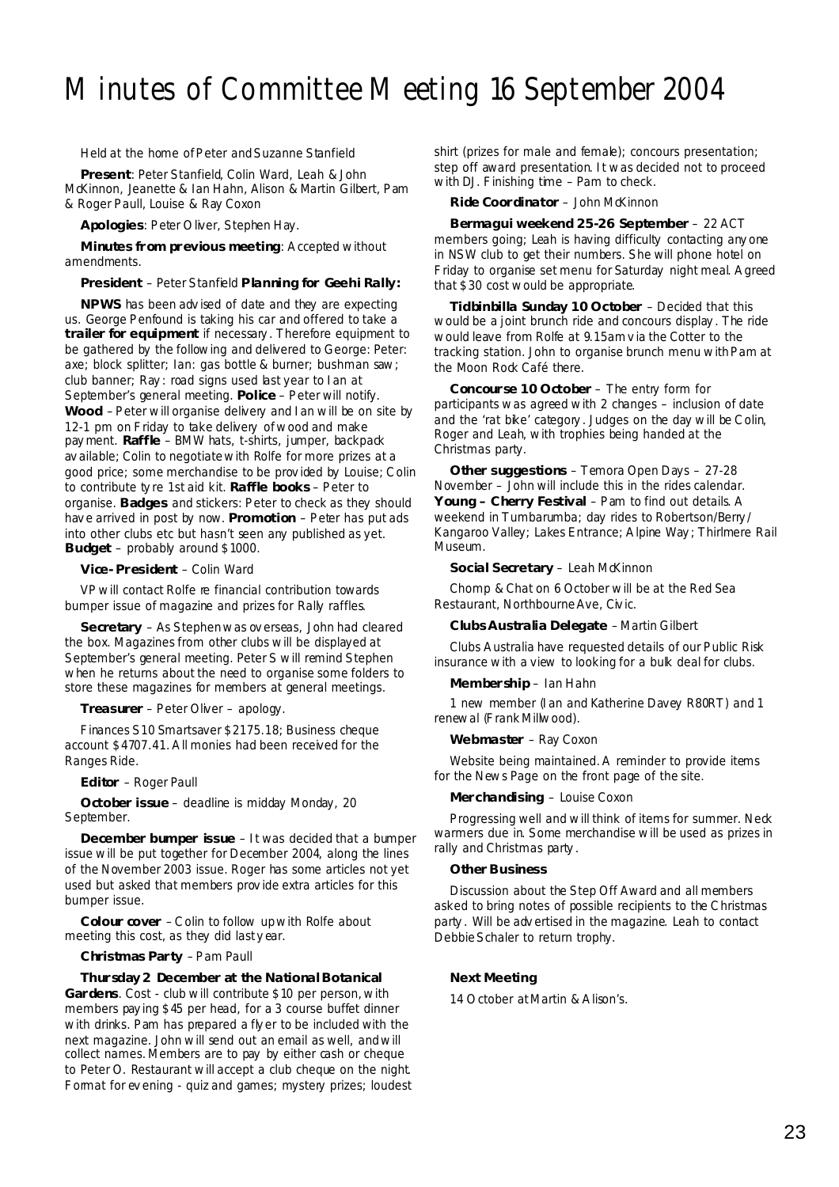# Minutes of Committee Meeting 16 September 2004

Held at the home of Peter and Suzanne Stanfield

**Present**: Peter Stanfield, Colin Ward, Leah & John McKinnon, Jeanette & Ian Hahn, Alison & Martin Gilbert, Pam & Roger Paull, Louise & Ray Coxon

**Apologies**: Peter Oliver, Stephen Hay.

**Minutes from previous meeting**: Accepted without amendments.

**President** – Peter Stanfield **Planning for Geehi Rally:**

**NPWS** has been advised of date and they are expecting us. George Penfound is taking his car and offered to take a **trailer for equipment** if necessary. Therefore equipment to be gathered by the following and delivered to George: Peter: axe; block splitter; Ian: gas bottle & burner; bushman saw; club banner; Ray: road signs used last year to Ian at September's general meeting. **Police** – Peter will notify. **Wood** – Peter will organise delivery and Ian will be on site by 12-1 pm on Friday to take delivery of wood and make payment. **Raffle** – BMW hats, t-shirts, jumper, backpack available; Colin to negotiate with Rolfe for more prizes at a good price; some merchandise to be provided by Louise; Colin to contribute tyre 1st aid kit. **Raffle books** – Peter to organise. **Badges** and stickers: Peter to check as they should have arrived in post by now. **Promotion** – Peter has put ads into other clubs etc but hasn't seen any published as yet. **Budget** – probably around $1000.

**Vice-President** – Colin Ward

VP will contact Rolfe re financial contribution towards bumper issue of magazine and prizes for Rally raffles.

**Secretary** – As Stephen was overseas, John had cleared the box. Magazines from other clubs will be displayed at September's general meeting. Peter S will remind Stephen when he returns about the need to organise some folders to store these magazines for members at general meetings.

**Treasurer** – Peter Oliver – apology.

Finances S10 Smartsaver $2175.18; Business cheque account $4707.41. All monies had been received for the Ranges Ride.

**Editor** – Roger Paull

**October issue** – deadline is midday Monday, 20 September.

**December bumper issue** – It was decided that a bumper issue will be put together for December 2004, along the lines of the November 2003 issue. Roger has some articles not yet used but asked that members provide extra articles for this bumper issue.

**Colour cover** – Colin to follow up with Rolfe about meeting this cost, as they did last year.

**Christmas Party** – Pam Paull

**Thursday 2 December at the National Botanical Gardens**. Cost - club will contribute $10 per person, with members paying $45 per head, for a 3 course buffet dinner with drinks. Pam has prepared a flyer to be included with the next magazine. John will send out an email as well, and will collect names. Members are to pay by either cash or cheque to Peter O. Restaurant will accept a club cheque on the night. Format for evening - quiz and games; mystery prizes; loudest shirt (prizes for male and female); concours presentation; step off award presentation. It was decided not to proceed with DJ. Finishing time – Pam to check.

**Ride Coordinator** – John McKinnon

**Bermagui weekend 25-26 September** – 22 ACT members going; Leah is having difficulty contacting anyone in NSW club to get their numbers. She will phone hotel on Friday to organise set menu for Saturday night meal. Agreed that $30 cost would be appropriate.

**Tidbinbilla Sunday 10 October** – Decided that this would be a joint brunch ride and concours display. The ride would leave from Rolfe at 9.15am via the Cotter to the tracking station. John to organise brunch menu with Pam at the Moon Rock Café there.

**Concourse 10 October** – The entry form for participants was agreed with 2 changes – inclusion of date and the 'rat bike' category. Judges on the day will be Colin, Roger and Leah, with trophies being handed at the Christmas party.

**Other suggestions** – Temora Open Days – 27-28 November – John will include this in the rides calendar. **Young – Cherry Festival** – Pam to find out details. A weekend in Tumbarumba; day rides to Robertson/Berry/Kangaroo Valley; Lakes Entrance; Alpine Way; Thirlmere Rail Museum.

**Social Secretary** – Leah McKinnon

Chomp & Chat on 6 October will be at the Red Sea Restaurant, Northbourne Ave, Civic.

**Clubs Australia Delegate** – Martin Gilbert

Clubs Australia have requested details of our Public Risk insurance with a view to looking for a bulk deal for clubs.

**Membership** – Ian Hahn

1 new member (Ian and Katherine Davey R80RT) and 1 renewal (Frank Millwood).

**Webmaster** – Ray Coxon

Website being maintained. A reminder to provide items for the News Page on the front page of the site.

**Merchandising** – Louise Coxon

Progressing well and will think of items for summer. Neck warmers due in. Some merchandise will be used as prizes in rally and Christmas party.

**Other Business**

Discussion about the Step Off Award and all members asked to bring notes of possible recipients to the Christmas party. Will be advertised in the magazine. Leah to contact Debbie Schaler to return trophy.

**Next Meeting**

14 October at Martin & Alison's.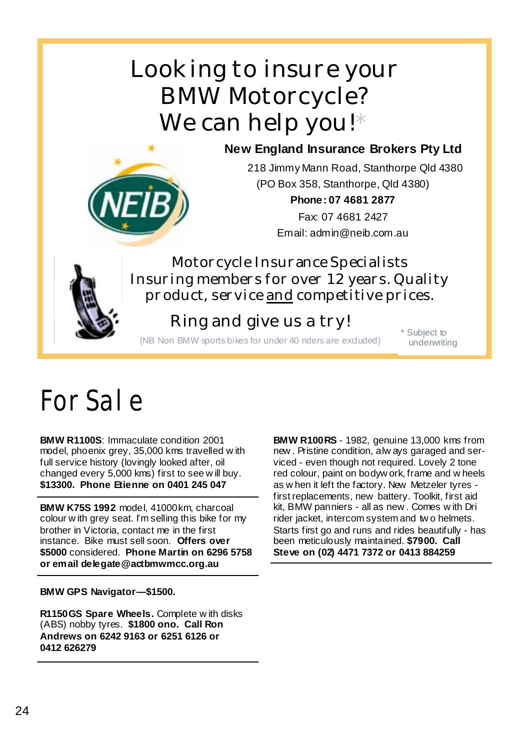# Looking to insure your BMW Motorcycle? We can help you!*

**New England Insurance Brokers Pty Ltd**

218 Jimmy Mann Road, Stanthorpe Qld 4380
(PO Box 358, Stanthorpe, Qld 4380)
**Phone: 07 4681 2877**
Fax: 07 4681 2427
Email: admin@neib.com.au

Motorcycle Insurance Specialists
Insuring members for over 12 years. Quality product, service and competitive prices.

Ring and give us a try!

(NB Non BMW sports bikes for under 40 riders are excluded)

* Subject to underwriting

# For Sale

**BMW R1100S**: Immaculate condition 2001 model, phoenix grey, 35,000 kms travelled with full service history (lovingly looked after, oil changed every 5,000 kms) first to see will buy. **$13300. Phone Etienne on 0401 245 047**

---

**BMW K75S 1992** model, 41000km, charcoal colour with grey seat. I'm selling this bike for my brother in Victoria, contact me in the first instance. Bike must sell soon. **Offers over $5000** considered. **Phone Martin on 6296 5758 or email delegate@actbmwmcc.org.au**

---

**BMW GPS Navigator—$1500.**

**R1150GS Spare Wheels.** Complete with disks (ABS) nobby tyres. **$1800 ono. Call Ron Andrews on 6242 9163 or 6251 6126 or 0412 626279**

---

**BMW R100RS** - 1982, genuine 13,000 kms from new. Pristine condition, always garaged and serviced - even though not required. Lovely 2 tone red colour, paint on bodywork, frame and wheels as when it left the factory. New Metzeler tyres - first replacements, new battery. Toolkit, first aid kit, BMW panniers - all as new. Comes with Dri rider jacket, intercom system and two helmets. Starts first go and runs and rides beautifully - has been meticulously maintained. **$7900. Call Steve on (02) 4471 7372 or 0413 884259**

---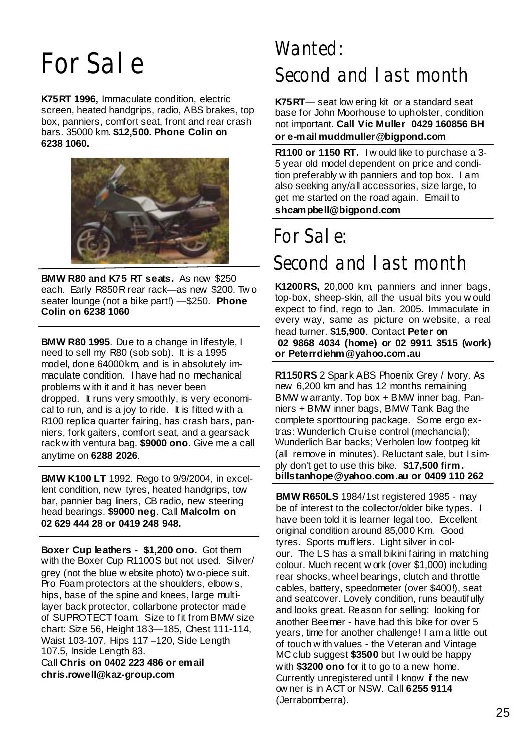# For Sale

**K75RT 1996,** Immaculate condition, electric screen, heated handgrips, radio, ABS brakes, top box, panniers, comfort seat, front and rear crash bars. 35000 km. **$12,500. Phone Colin on 6238 1060.**

---

**BMW R80 and K75 RT seats.** As new $250 each. Early R850R rear rack—as new $200. Two seater lounge (not a bike part!) —$250. **Phone Colin on 6238 1060**

---

**BMW R80 1995**. Due to a change in lifestyle, I need to sell my R80 (sob sob). It is a 1995 model, done 64000km, and is in absolutely immaculate condition. I have had no mechanical problems with it and it has never been dropped. It runs very smoothly, is very economical to run, and is a joy to ride. It is fitted with a R100 replica quarter fairing, has crash bars, panniers, fork gaiters, comfort seat, and a gearsack rack with ventura bag. **$9000 ono.** Give me a call anytime on **6288 2026**.

---

**BMW K100 LT** 1992. Rego to 9/9/2004, in excellent condition, new tyres, heated handgrips, tow bar, pannier bag liners, CB radio, new steering head bearings. **$9000 neg**. Call **Malcolm on 02 629 444 28 or 0419 248 948.**

---

**Boxer Cup leathers - $1,200 ono.** Got them with the Boxer Cup R1100S but not used. Silver/grey (not the blue website photo) two-piece suit. Pro Foam protectors at the shoulders, elbows, hips, base of the spine and knees, large multi-layer back protector, collarbone protector made of SUPROTECT foam. Size to fit from BMW size chart: Size 56, Height 183—185, Chest 111-114, Waist 103-107, Hips 117 –120, Side Length 107.5, Inside Length 83.
Call **Chris on 0402 223 486 or email chris.rowell@kaz-group.com**

# Wanted: Second and last month

**K75RT**— seat lowering kit or a standard seat base for John Moorhouse to upholster, condition not important. **Call Vic Muller 0429 160856 BH or e-mail muddmuller@bigpond.com**

---

**R1100 or 1150 RT.** I would like to purchase a 3-5 year old model dependent on price and condition preferably with panniers and top box. I am also seeking any/all accessories, size large, to get me started on the road again. Email to **shcampbell@bigpond.com**

# For Sale: Second and last month

**K1200RS,** 20,000 km, panniers and inner bags, top-box, sheep-skin, all the usual bits you would expect to find, rego to Jan. 2005. Immaculate in every way, same as picture on website, a real head turner. **$15,900**. Contact **Peter on 02 9868 4034 (home) or 02 9911 3515 (work) or Peterrdiehm@yahoo.com.au**

---

**R1150RS** 2 Spark ABS Phoenix Grey / Ivory. As new 6,200 km and has 12 months remaining BMW warranty. Top box + BMW inner bag, Panniers + BMW inner bags, BMW Tank Bag the complete sporttouring package. Some ergo extras: Wunderlich Cruise control (mechancial); Wunderlich Bar backs; Verholen low footpeg kit (all remove in minutes). Reluctant sale, but I simply don't get to use this bike. **$17,500 firm. billstanhope@yahoo.com.au or 0409 110 262**

---

**BMW R650LS** 1984/1st registered 1985 - may be of interest to the collector/older bike types. I have been told it is learner legal too. Excellent original condition around 85,000 Km. Good tyres. Sports mufflers. Light silver in colour. The LS has a small bikini fairing in matching colour. Much recent work (over $1,000) including rear shocks, wheel bearings, clutch and throttle cables, battery, speedometer (over $400!), seat and seatcover. Lovely condition, runs beautifully and looks great. Reason for selling: looking for another Beemer - have had this bike for over 5 years, time for another challenge! I am a little out of touch with values - the Veteran and Vintage MC club suggest **$3500** but I would be happy with **$3200 ono** for it to go to a new home. Currently unregistered until I know if the new owner is in ACT or NSW. Call **6255 9114** (Jerrabomberra).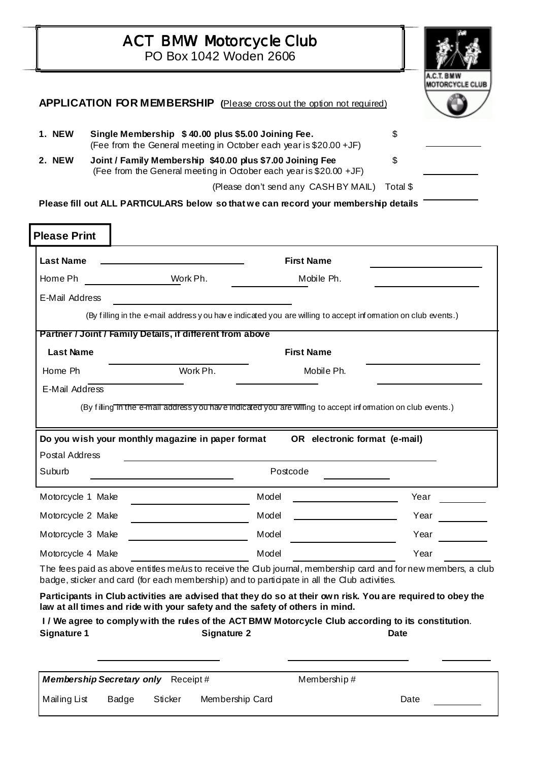# ACT BMW Motorcycle Club

PO Box 1042 Woden 2606

**APPLICATION FOR MEMBERSHIP** (Please cross out the option not required)

| | | |
|---|---|---|
| **1. NEW** | **Single Membership $ 40.00 plus $5.00 Joining Fee.** (Fee from the General meeting in October each year is $20.00 +JF) | $ |
| **2. NEW** | **Joint / Family Membership $40.00 plus $7.00 Joining Fee** (Fee from the General meeting in October each year is $20.00 +JF) | $ |
| | (Please don't send any CASH BY MAIL) | Total $ |

**Please fill out ALL PARTICULARS below so that we can record your membership details**

**Please Print**

**Last Name** ____________ **First Name** ____________

Home Ph ____________ Work Ph. ____________ Mobile Ph. ____________

E-Mail Address ____________

(By filling in the e-mail address you have indicated you are willing to accept information on club events.)

**Partner / Joint / Family Details, if different from above**

**Last Name** ____________ **First Name** ____________

Home Ph ____________ Work Ph. ____________ Mobile Ph. ____________

E-Mail Address ____________

(By filling in the e-mail address you have indicated you are willing to accept information on club events.)

**Do you wish your monthly magazine in paper format OR electronic format (e-mail)**

Postal Address ____________

Suburb ____________ Postcode ____________

Motorcycle 1 Make ____________ Model ____________ Year ____________

Motorcycle 2 Make ____________ Model ____________ Year ____________

Motorcycle 3 Make ____________ Model ____________ Year ____________

Motorcycle 4 Make ____________ Model ____________ Year ____________

The fees paid as above entitles me/us to receive the Club journal, membership card and for new members, a club badge, sticker and card (for each membership) and to participate in all the Club activities.

**Participants in Club activities are advised that they do so at their own risk. You are required to obey the law at all times and ride with your safety and the safety of others in mind.**

**I / We agree to comply with the rules of the ACT BMW Motorcycle Club according to its constitution.**

**Signature 1** ____________ **Signature 2** ____________ **Date** ____________

***Membership Secretary only*** Receipt # Membership #

Mailing List Badge Sticker Membership Card Date ____________